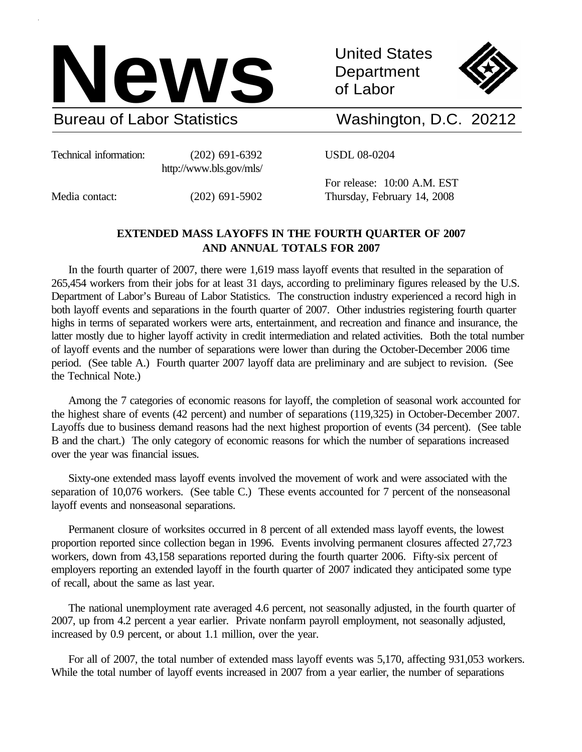# News

United States Department of Labor

Bureau of Labor Statistics — Washington, D.C. 20212

Technical information: (202) 691-6392 http://www.bls.gov/mls/

Media contact: (202) 691-5902

USDL 08-0204

For release: 10:00 A.M. EST Thursday, February 14, 2008

## EXTENDED MASS LAYOFFS IN THE FOURTH QUARTER OF 2007 AND ANNUAL TOTALS FOR 2007

In the fourth quarter of 2007, there were 1,619 mass layoff events that resulted in the separation of 265,454 workers from their jobs for at least 31 days, according to preliminary figures released by the U.S. Department of Labor's Bureau of Labor Statistics. The construction industry experienced a record high in both layoff events and separations in the fourth quarter of 2007. Other industries registering fourth quarter highs in terms of separated workers were arts, entertainment, and recreation and finance and insurance, the latter mostly due to higher layoff activity in credit intermediation and related activities. Both the total number of layoff events and the number of separations were lower than during the October-December 2006 time period. (See table A.) Fourth quarter 2007 layoff data are preliminary and are subject to revision. (See the Technical Note.)

Among the 7 categories of economic reasons for layoff, the completion of seasonal work accounted for the highest share of events (42 percent) and number of separations (119,325) in October-December 2007. Layoffs due to business demand reasons had the next highest proportion of events (34 percent). (See table B and the chart.) The only category of economic reasons for which the number of separations increased over the year was financial issues.

Sixty-one extended mass layoff events involved the movement of work and were associated with the separation of 10,076 workers. (See table C.) These events accounted for 7 percent of the nonseasonal layoff events and nonseasonal separations.

Permanent closure of worksites occurred in 8 percent of all extended mass layoff events, the lowest proportion reported since collection began in 1996. Events involving permanent closures affected 27,723 workers, down from 43,158 separations reported during the fourth quarter 2006. Fifty-six percent of employers reporting an extended layoff in the fourth quarter of 2007 indicated they anticipated some type of recall, about the same as last year.

The national unemployment rate averaged 4.6 percent, not seasonally adjusted, in the fourth quarter of 2007, up from 4.2 percent a year earlier. Private nonfarm payroll employment, not seasonally adjusted, increased by 0.9 percent, or about 1.1 million, over the year.

For all of 2007, the total number of extended mass layoff events was 5,170, affecting 931,053 workers. While the total number of layoff events increased in 2007 from a year earlier, the number of separations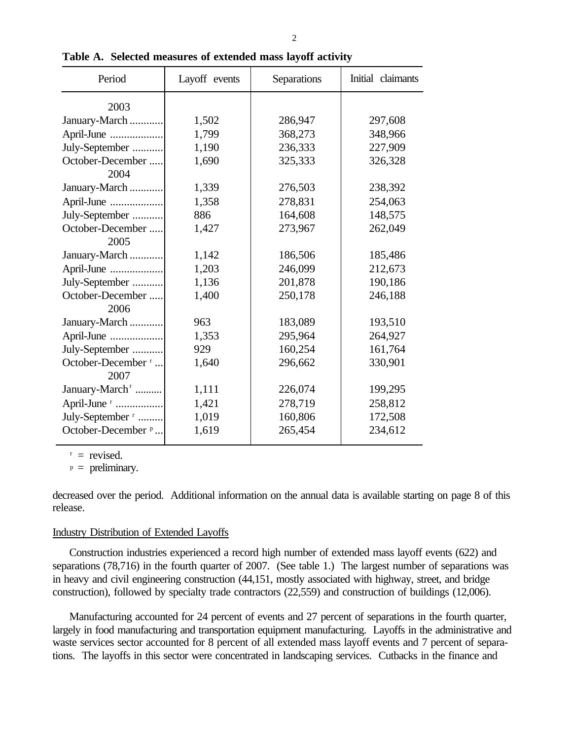**Table A. Selected measures of extended mass layoff activity**

| Period | Layoff events | Separations | Initial claimants |
|---|---|---|---|
| 2003 | | | |
| January-March | 1,502 | 286,947 | 297,608 |
| April-June | 1,799 | 368,273 | 348,966 |
| July-September | 1,190 | 236,333 | 227,909 |
| October-December | 1,690 | 325,333 | 326,328 |
| 2004 | | | |
| January-March | 1,339 | 276,503 | 238,392 |
| April-June | 1,358 | 278,831 | 254,063 |
| July-September | 886 | 164,608 | 148,575 |
| October-December | 1,427 | 273,967 | 262,049 |
| 2005 | | | |
| January-March | 1,142 | 186,506 | 185,486 |
| April-June | 1,203 | 246,099 | 212,673 |
| July-September | 1,136 | 201,878 | 190,186 |
| October-December | 1,400 | 250,178 | 246,188 |
| 2006 | | | |
| January-March | 963 | 183,089 | 193,510 |
| April-June | 1,353 | 295,964 | 264,927 |
| July-September | 929 | 160,254 | 161,764 |
| October-December [r] | 1,640 | 296,662 | 330,901 |
| 2007 | | | |
| January-March [r] | 1,111 | 226,074 | 199,295 |
| April-June [r] | 1,421 | 278,719 | 258,812 |
| July-September [r] | 1,019 | 160,806 | 172,508 |
| October-December [p] | 1,619 | 265,454 | 234,612 |

[r] = revised.

[p] = preliminary.

decreased over the period. Additional information on the annual data is available starting on page 8 of this release.

## Industry Distribution of Extended Layoffs

Construction industries experienced a record high number of extended mass layoff events (622) and separations (78,716) in the fourth quarter of 2007. (See table 1.) The largest number of separations was in heavy and civil engineering construction (44,151, mostly associated with highway, street, and bridge construction), followed by specialty trade contractors (22,559) and construction of buildings (12,006).

Manufacturing accounted for 24 percent of events and 27 percent of separations in the fourth quarter, largely in food manufacturing and transportation equipment manufacturing. Layoffs in the administrative and waste services sector accounted for 8 percent of all extended mass layoff events and 7 percent of separations. The layoffs in this sector were concentrated in landscaping services. Cutbacks in the finance and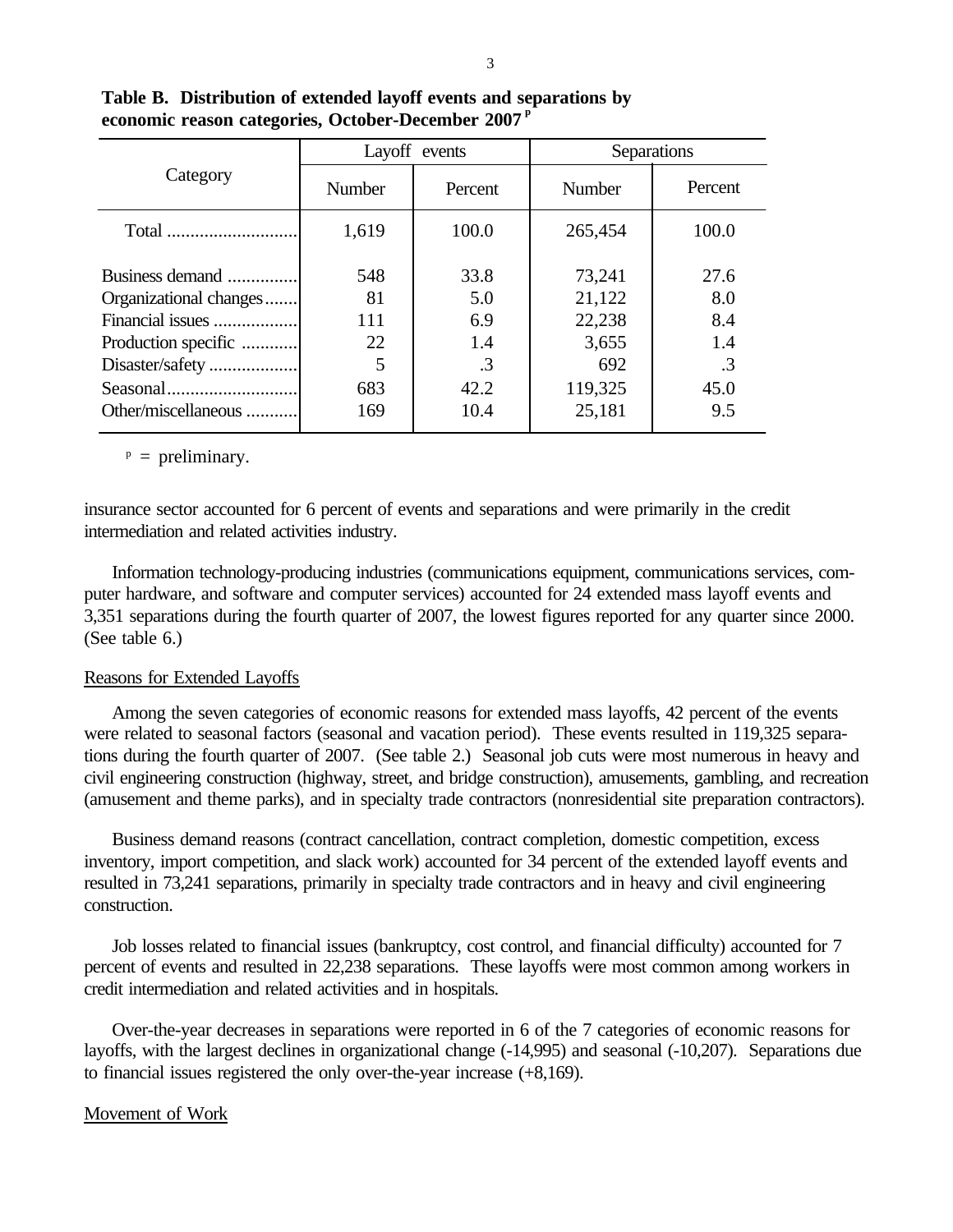**Table B. Distribution of extended layoff events and separations by economic reason categories, October-December 2007 [p]**

| Category | Layoff events | | Separations | |
|---|---|---|---|---|
| | Number | Percent | Number | Percent |
| Total | 1,619 | 100.0 | 265,454 | 100.0 |
| Business demand | 548 | 33.8 | 73,241 | 27.6 |
| Organizational changes | 81 | 5.0 | 21,122 | 8.0 |
| Financial issues | 111 | 6.9 | 22,238 | 8.4 |
| Production specific | 22 | 1.4 | 3,655 | 1.4 |
| Disaster/safety | 5 | .3 | 692 | .3 |
| Seasonal | 683 | 42.2 | 119,325 | 45.0 |
| Other/miscellaneous | 169 | 10.4 | 25,181 | 9.5 |

[p] = preliminary.

insurance sector accounted for 6 percent of events and separations and were primarily in the credit intermediation and related activities industry.

Information technology-producing industries (communications equipment, communications services, computer hardware, and software and computer services) accounted for 24 extended mass layoff events and 3,351 separations during the fourth quarter of 2007, the lowest figures reported for any quarter since 2000. (See table 6.)

Reasons for Extended Layoffs

Among the seven categories of economic reasons for extended mass layoffs, 42 percent of the events were related to seasonal factors (seasonal and vacation period). These events resulted in 119,325 separations during the fourth quarter of 2007. (See table 2.) Seasonal job cuts were most numerous in heavy and civil engineering construction (highway, street, and bridge construction), amusements, gambling, and recreation (amusement and theme parks), and in specialty trade contractors (nonresidential site preparation contractors).

Business demand reasons (contract cancellation, contract completion, domestic competition, excess inventory, import competition, and slack work) accounted for 34 percent of the extended layoff events and resulted in 73,241 separations, primarily in specialty trade contractors and in heavy and civil engineering construction.

Job losses related to financial issues (bankruptcy, cost control, and financial difficulty) accounted for 7 percent of events and resulted in 22,238 separations. These layoffs were most common among workers in credit intermediation and related activities and in hospitals.

Over-the-year decreases in separations were reported in 6 of the 7 categories of economic reasons for layoffs, with the largest declines in organizational change (-14,995) and seasonal (-10,207). Separations due to financial issues registered the only over-the-year increase (+8,169).

Movement of Work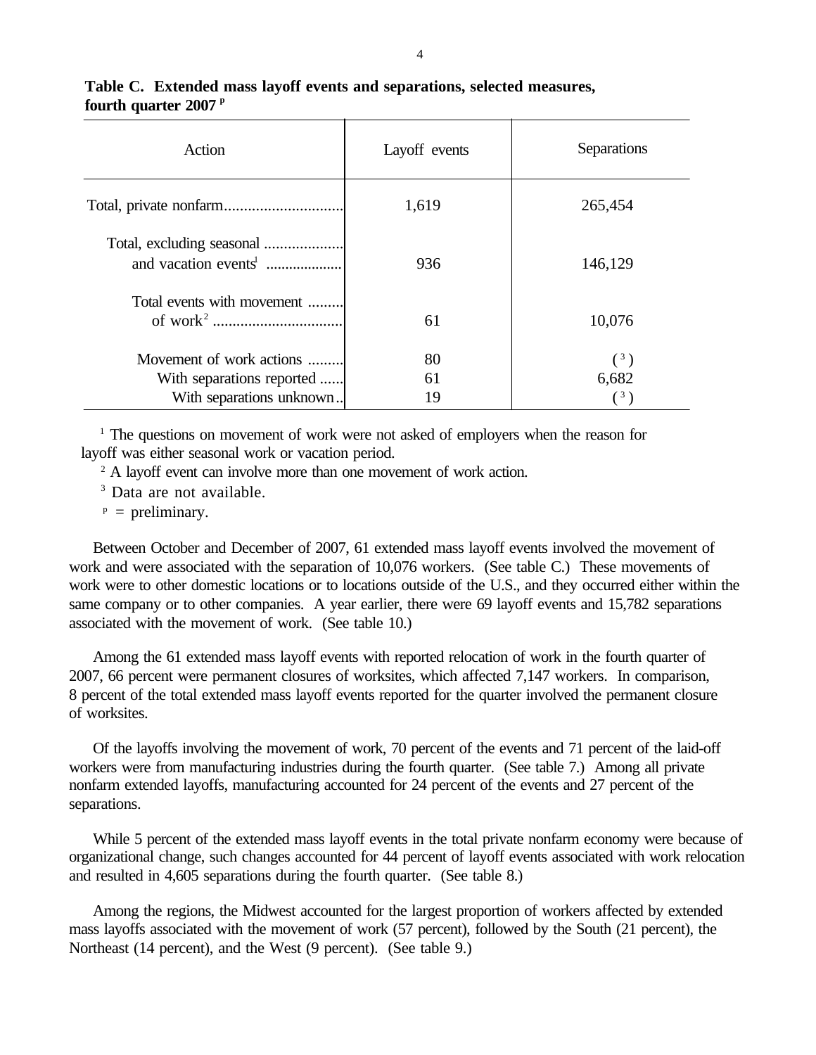**Table C. Extended mass layoff events and separations, selected measures, fourth quarter 2007 [p]**

| Action | Layoff events | Separations |
|---|---|---|
| Total, private nonfarm | 1,619 | 265,454 |
| Total, excluding seasonal and vacation events[1] | 936 | 146,129 |
| Total events with movement of work[2] | 61 | 10,076 |
| Movement of work actions | 80 | ( [3] ) |
| With separations reported | 61 | 6,682 |
| With separations unknown | 19 | ( [3] ) |

[1] The questions on movement of work were not asked of employers when the reason for layoff was either seasonal work or vacation period.

[2] A layoff event can involve more than one movement of work action.

[3] Data are not available.

[p] = preliminary.

Between October and December of 2007, 61 extended mass layoff events involved the movement of work and were associated with the separation of 10,076 workers. (See table C.) These movements of work were to other domestic locations or to locations outside of the U.S., and they occurred either within the same company or to other companies. A year earlier, there were 69 layoff events and 15,782 separations associated with the movement of work. (See table 10.)

Among the 61 extended mass layoff events with reported relocation of work in the fourth quarter of 2007, 66 percent were permanent closures of worksites, which affected 7,147 workers. In comparison, 8 percent of the total extended mass layoff events reported for the quarter involved the permanent closure of worksites.

Of the layoffs involving the movement of work, 70 percent of the events and 71 percent of the laid-off workers were from manufacturing industries during the fourth quarter. (See table 7.) Among all private nonfarm extended layoffs, manufacturing accounted for 24 percent of the events and 27 percent of the separations.

While 5 percent of the extended mass layoff events in the total private nonfarm economy were because of organizational change, such changes accounted for 44 percent of layoff events associated with work relocation and resulted in 4,605 separations during the fourth quarter. (See table 8.)

Among the regions, the Midwest accounted for the largest proportion of workers affected by extended mass layoffs associated with the movement of work (57 percent), followed by the South (21 percent), the Northeast (14 percent), and the West (9 percent). (See table 9.)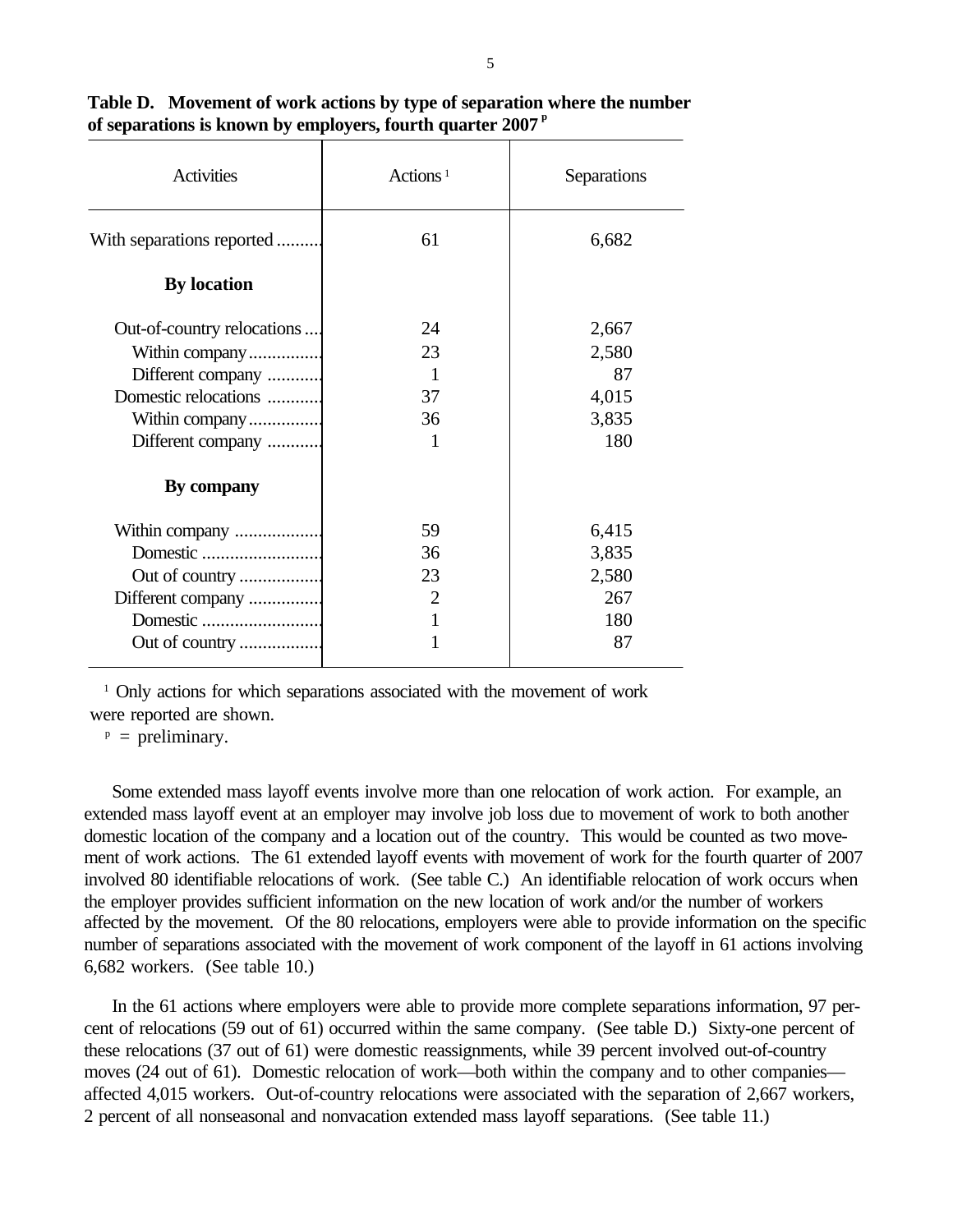**Table D. Movement of work actions by type of separation where the number of separations is known by employers, fourth quarter 2007 [p]**

| Activities | Actions [1] | Separations |
|---|---|---|
| With separations reported | 61 | 6,682 |
| **By location** | | |
| Out-of-country relocations | 24 | 2,667 |
| Within company | 23 | 2,580 |
| Different company | 1 | 87 |
| Domestic relocations | 37 | 4,015 |
| Within company | 36 | 3,835 |
| Different company | 1 | 180 |
| **By company** | | |
| Within company | 59 | 6,415 |
| Domestic | 36 | 3,835 |
| Out of country | 23 | 2,580 |
| Different company | 2 | 267 |
| Domestic | 1 | 180 |
| Out of country | 1 | 87 |

[1] Only actions for which separations associated with the movement of work were reported are shown.

[p] = preliminary.

Some extended mass layoff events involve more than one relocation of work action. For example, an extended mass layoff event at an employer may involve job loss due to movement of work to both another domestic location of the company and a location out of the country. This would be counted as two movement of work actions. The 61 extended layoff events with movement of work for the fourth quarter of 2007 involved 80 identifiable relocations of work. (See table C.) An identifiable relocation of work occurs when the employer provides sufficient information on the new location of work and/or the number of workers affected by the movement. Of the 80 relocations, employers were able to provide information on the specific number of separations associated with the movement of work component of the layoff in 61 actions involving 6,682 workers. (See table 10.)

In the 61 actions where employers were able to provide more complete separations information, 97 percent of relocations (59 out of 61) occurred within the same company. (See table D.) Sixty-one percent of these relocations (37 out of 61) were domestic reassignments, while 39 percent involved out-of-country moves (24 out of 61). Domestic relocation of work—both within the company and to other companies—affected 4,015 workers. Out-of-country relocations were associated with the separation of 2,667 workers, 2 percent of all nonseasonal and nonvacation extended mass layoff separations. (See table 11.)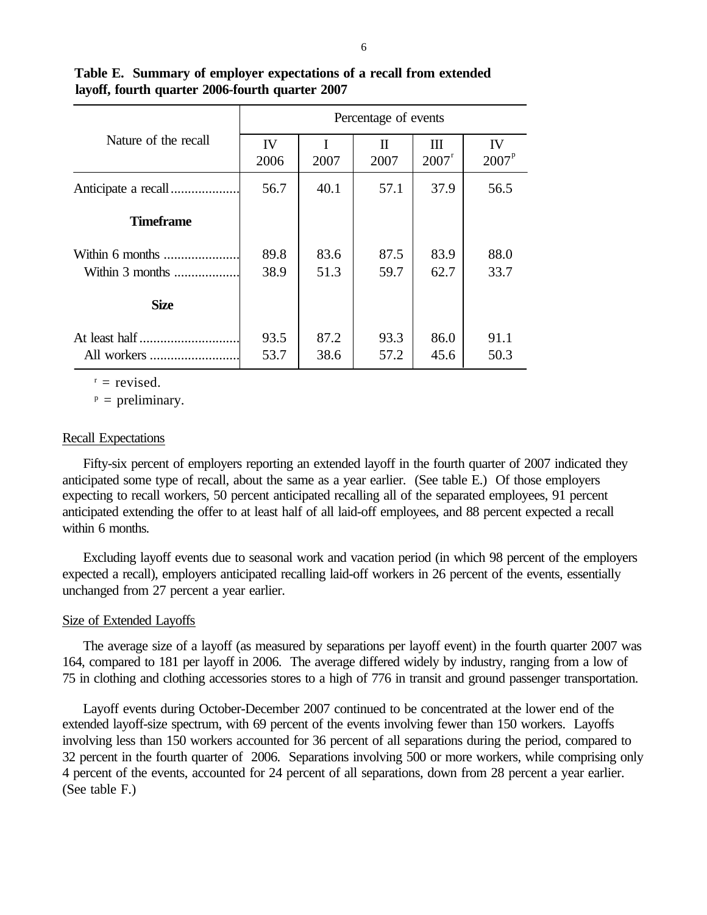**Table E. Summary of employer expectations of a recall from extended layoff, fourth quarter 2006-fourth quarter 2007**

| Nature of the recall | Percentage of events | | | | |
|---|---|---|---|---|---|
| | IV 2006 | I 2007 | II 2007 | III 2007[r] | IV 2007[p] |
| Anticipate a recall | 56.7 | 40.1 | 57.1 | 37.9 | 56.5 |
| **Timeframe** | | | | | |
| Within 6 months | 89.8 | 83.6 | 87.5 | 83.9 | 88.0 |
| Within 3 months | 38.9 | 51.3 | 59.7 | 62.7 | 33.7 |
| **Size** | | | | | |
| At least half | 93.5 | 87.2 | 93.3 | 86.0 | 91.1 |
| All workers | 53.7 | 38.6 | 57.2 | 45.6 | 50.3 |

[r] = revised.

[p] = preliminary.

Recall Expectations

Fifty-six percent of employers reporting an extended layoff in the fourth quarter of 2007 indicated they anticipated some type of recall, about the same as a year earlier. (See table E.) Of those employers expecting to recall workers, 50 percent anticipated recalling all of the separated employees, 91 percent anticipated extending the offer to at least half of all laid-off employees, and 88 percent expected a recall within 6 months.

Excluding layoff events due to seasonal work and vacation period (in which 98 percent of the employers expected a recall), employers anticipated recalling laid-off workers in 26 percent of the events, essentially unchanged from 27 percent a year earlier.

Size of Extended Layoffs

The average size of a layoff (as measured by separations per layoff event) in the fourth quarter 2007 was 164, compared to 181 per layoff in 2006. The average differed widely by industry, ranging from a low of 75 in clothing and clothing accessories stores to a high of 776 in transit and ground passenger transportation.

Layoff events during October-December 2007 continued to be concentrated at the lower end of the extended layoff-size spectrum, with 69 percent of the events involving fewer than 150 workers. Layoffs involving less than 150 workers accounted for 36 percent of all separations during the period, compared to 32 percent in the fourth quarter of 2006. Separations involving 500 or more workers, while comprising only 4 percent of the events, accounted for 24 percent of all separations, down from 28 percent a year earlier. (See table F.)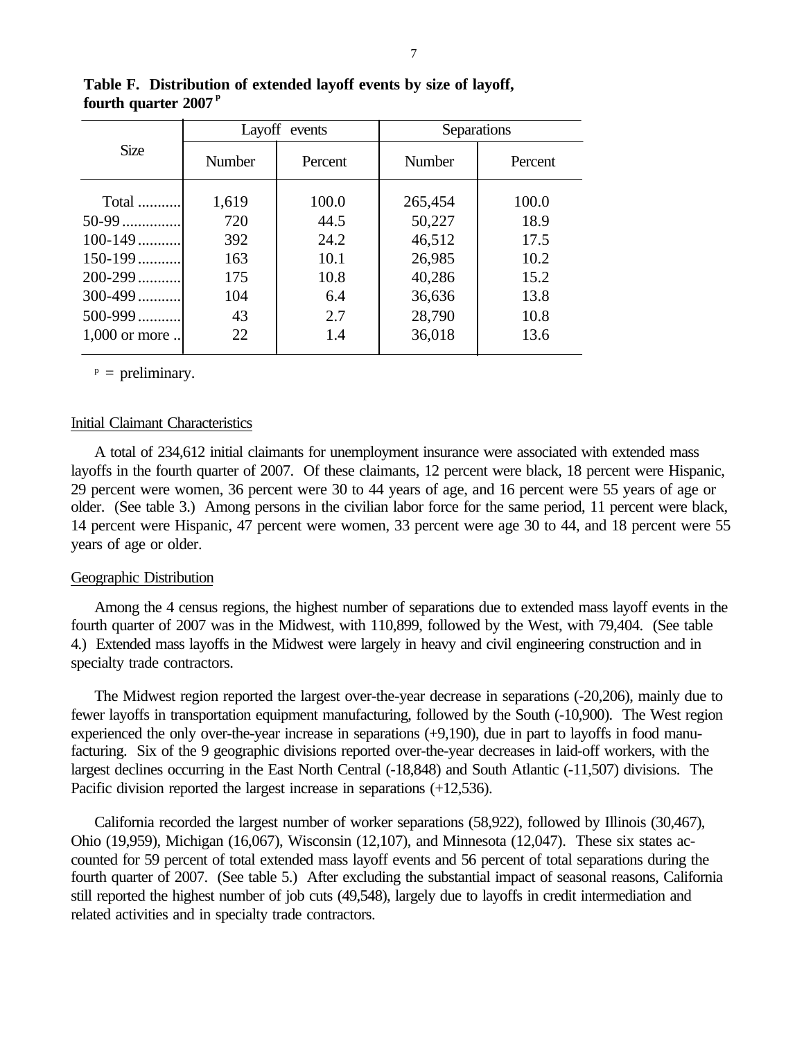**Table F. Distribution of extended layoff events by size of layoff, fourth quarter 2007 [p]**

| Size | Layoff events | | Separations | |
|---|---|---|---|---|
| | Number | Percent | Number | Percent |
| Total | 1,619 | 100.0 | 265,454 | 100.0 |
| 50-99 | 720 | 44.5 | 50,227 | 18.9 |
| 100-149 | 392 | 24.2 | 46,512 | 17.5 |
| 150-199 | 163 | 10.1 | 26,985 | 10.2 |
| 200-299 | 175 | 10.8 | 40,286 | 15.2 |
| 300-499 | 104 | 6.4 | 36,636 | 13.8 |
| 500-999 | 43 | 2.7 | 28,790 | 10.8 |
| 1,000 or more | 22 | 1.4 | 36,018 | 13.6 |

[p] = preliminary.

Initial Claimant Characteristics

A total of 234,612 initial claimants for unemployment insurance were associated with extended mass layoffs in the fourth quarter of 2007. Of these claimants, 12 percent were black, 18 percent were Hispanic, 29 percent were women, 36 percent were 30 to 44 years of age, and 16 percent were 55 years of age or older. (See table 3.) Among persons in the civilian labor force for the same period, 11 percent were black, 14 percent were Hispanic, 47 percent were women, 33 percent were age 30 to 44, and 18 percent were 55 years of age or older.

Geographic Distribution

Among the 4 census regions, the highest number of separations due to extended mass layoff events in the fourth quarter of 2007 was in the Midwest, with 110,899, followed by the West, with 79,404. (See table 4.) Extended mass layoffs in the Midwest were largely in heavy and civil engineering construction and in specialty trade contractors.

The Midwest region reported the largest over-the-year decrease in separations (-20,206), mainly due to fewer layoffs in transportation equipment manufacturing, followed by the South (-10,900). The West region experienced the only over-the-year increase in separations (+9,190), due in part to layoffs in food manufacturing. Six of the 9 geographic divisions reported over-the-year decreases in laid-off workers, with the largest declines occurring in the East North Central (-18,848) and South Atlantic (-11,507) divisions. The Pacific division reported the largest increase in separations (+12,536).

California recorded the largest number of worker separations (58,922), followed by Illinois (30,467), Ohio (19,959), Michigan (16,067), Wisconsin (12,107), and Minnesota (12,047). These six states accounted for 59 percent of total extended mass layoff events and 56 percent of total separations during the fourth quarter of 2007. (See table 5.) After excluding the substantial impact of seasonal reasons, California still reported the highest number of job cuts (49,548), largely due to layoffs in credit intermediation and related activities and in specialty trade contractors.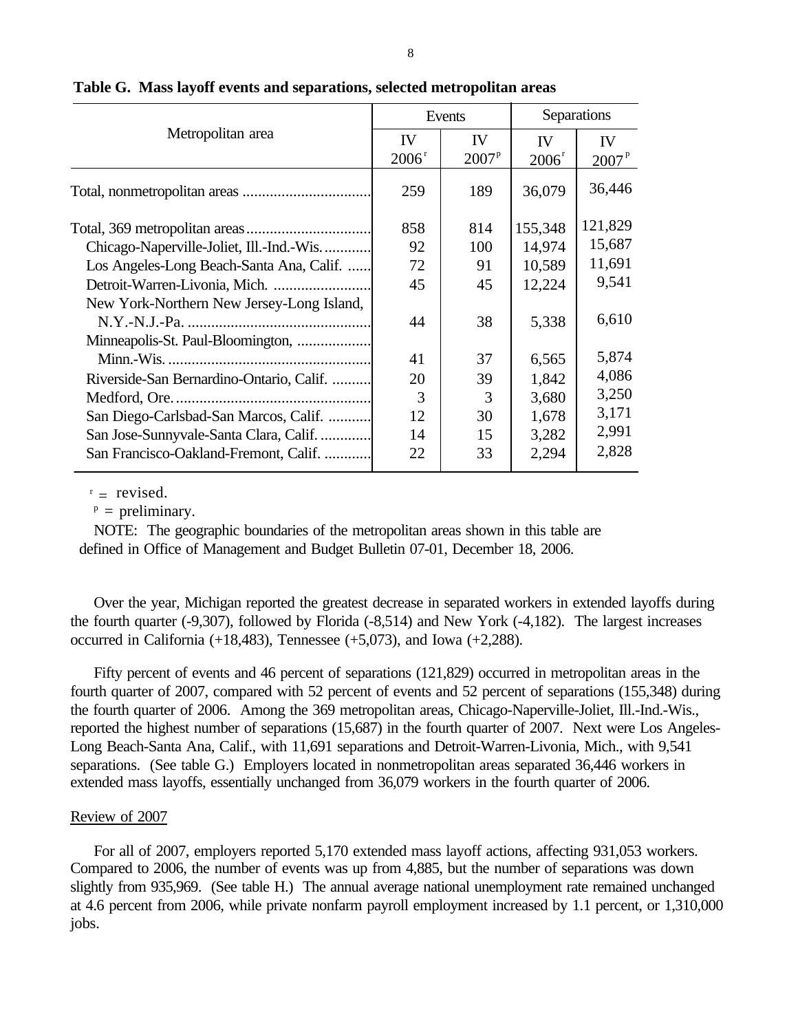**Table G. Mass layoff events and separations, selected metropolitan areas**

| Metropolitan area | Events | | Separations | |
|---|---|---|---|---|
| | IV 2006[r] | IV 2007[p] | IV 2006[r] | IV 2007[p] |
| Total, nonmetropolitan areas | 259 | 189 | 36,079 | 36,446 |
| Total, 369 metropolitan areas | 858 | 814 | 155,348 | 121,829 |
| Chicago-Naperville-Joliet, Ill.-Ind.-Wis. | 92 | 100 | 14,974 | 15,687 |
| Los Angeles-Long Beach-Santa Ana, Calif. | 72 | 91 | 10,589 | 11,691 |
| Detroit-Warren-Livonia, Mich. | 45 | 45 | 12,224 | 9,541 |
| New York-Northern New Jersey-Long Island, N.Y.-N.J.-Pa. | 44 | 38 | 5,338 | 6,610 |
| Minneapolis-St. Paul-Bloomington, Minn.-Wis. | 41 | 37 | 6,565 | 5,874 |
| Riverside-San Bernardino-Ontario, Calif. | 20 | 39 | 1,842 | 4,086 |
| Medford, Ore. | 3 | 3 | 3,680 | 3,250 |
| San Diego-Carlsbad-San Marcos, Calif. | 12 | 30 | 1,678 | 3,171 |
| San Jose-Sunnyvale-Santa Clara, Calif. | 14 | 15 | 3,282 | 2,991 |
| San Francisco-Oakland-Fremont, Calif. | 22 | 33 | 2,294 | 2,828 |

[r] = revised.

[p] = preliminary.

NOTE: The geographic boundaries of the metropolitan areas shown in this table are defined in Office of Management and Budget Bulletin 07-01, December 18, 2006.

Over the year, Michigan reported the greatest decrease in separated workers in extended layoffs during the fourth quarter (-9,307), followed by Florida (-8,514) and New York (-4,182). The largest increases occurred in California (+18,483), Tennessee (+5,073), and Iowa (+2,288).

Fifty percent of events and 46 percent of separations (121,829) occurred in metropolitan areas in the fourth quarter of 2007, compared with 52 percent of events and 52 percent of separations (155,348) during the fourth quarter of 2006. Among the 369 metropolitan areas, Chicago-Naperville-Joliet, Ill.-Ind.-Wis., reported the highest number of separations (15,687) in the fourth quarter of 2007. Next were Los Angeles-Long Beach-Santa Ana, Calif., with 11,691 separations and Detroit-Warren-Livonia, Mich., with 9,541 separations. (See table G.) Employers located in nonmetropolitan areas separated 36,446 workers in extended mass layoffs, essentially unchanged from 36,079 workers in the fourth quarter of 2006.

Review of 2007

For all of 2007, employers reported 5,170 extended mass layoff actions, affecting 931,053 workers. Compared to 2006, the number of events was up from 4,885, but the number of separations was down slightly from 935,969. (See table H.) The annual average national unemployment rate remained unchanged at 4.6 percent from 2006, while private nonfarm payroll employment increased by 1.1 percent, or 1,310,000 jobs.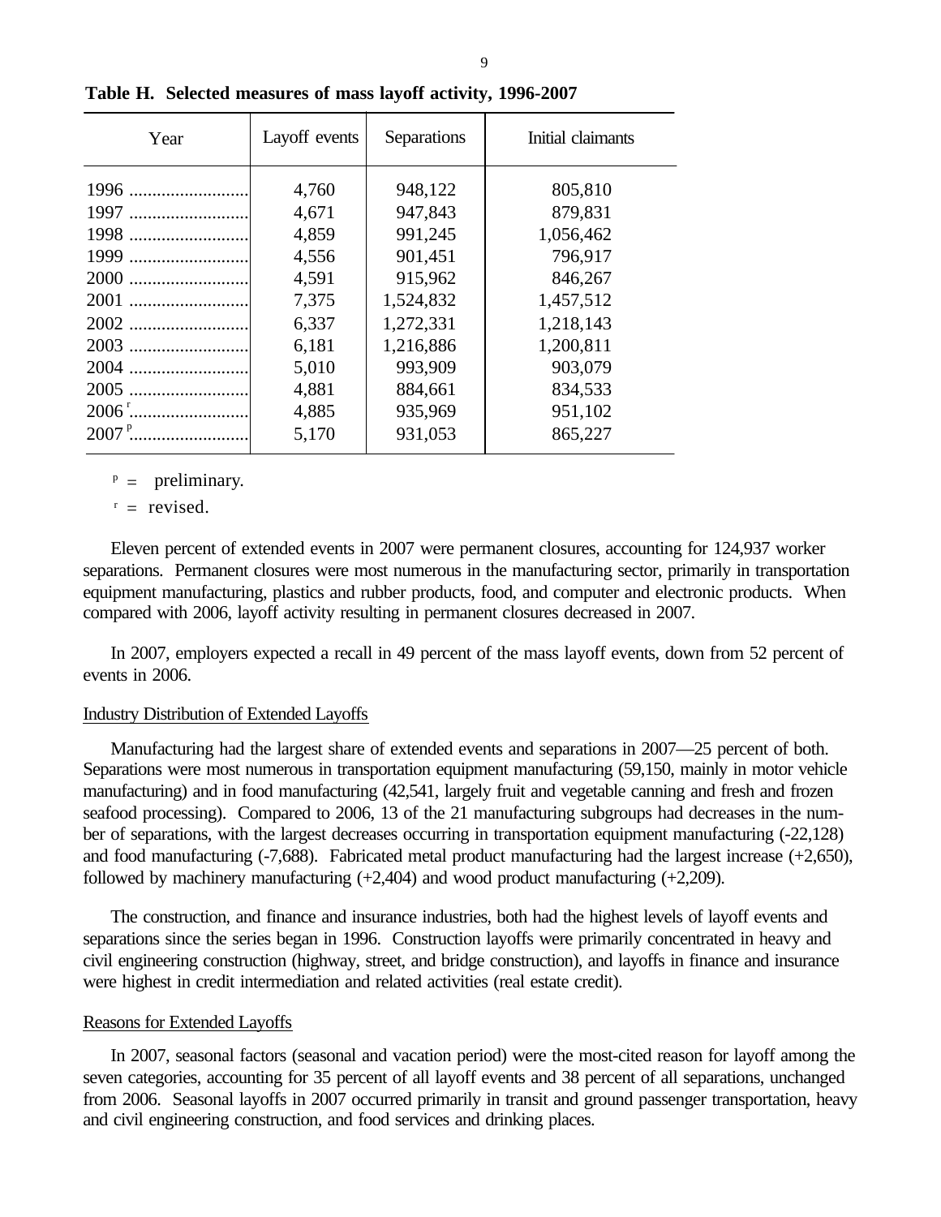**Table H. Selected measures of mass layoff activity, 1996-2007**

| Year | Layoff events | Separations | Initial claimants |
|---|---|---|---|
| 1996 | 4,760 | 948,122 | 805,810 |
| 1997 | 4,671 | 947,843 | 879,831 |
| 1998 | 4,859 | 991,245 | 1,056,462 |
| 1999 | 4,556 | 901,451 | 796,917 |
| 2000 | 4,591 | 915,962 | 846,267 |
| 2001 | 7,375 | 1,524,832 | 1,457,512 |
| 2002 | 6,337 | 1,272,331 | 1,218,143 |
| 2003 | 6,181 | 1,216,886 | 1,200,811 |
| 2004 | 5,010 | 993,909 | 903,079 |
| 2005 | 4,881 | 884,661 | 834,533 |
| 2006 [r] | 4,885 | 935,969 | 951,102 |
| 2007 [p] | 5,170 | 931,053 | 865,227 |

[p] = preliminary.

[r] = revised.

Eleven percent of extended events in 2007 were permanent closures, accounting for 124,937 worker separations. Permanent closures were most numerous in the manufacturing sector, primarily in transportation equipment manufacturing, plastics and rubber products, food, and computer and electronic products. When compared with 2006, layoff activity resulting in permanent closures decreased in 2007.

In 2007, employers expected a recall in 49 percent of the mass layoff events, down from 52 percent of events in 2006.

## Industry Distribution of Extended Layoffs

Manufacturing had the largest share of extended events and separations in 2007—25 percent of both. Separations were most numerous in transportation equipment manufacturing (59,150, mainly in motor vehicle manufacturing) and in food manufacturing (42,541, largely fruit and vegetable canning and fresh and frozen seafood processing). Compared to 2006, 13 of the 21 manufacturing subgroups had decreases in the number of separations, with the largest decreases occurring in transportation equipment manufacturing (-22,128) and food manufacturing (-7,688). Fabricated metal product manufacturing had the largest increase (+2,650), followed by machinery manufacturing (+2,404) and wood product manufacturing (+2,209).

The construction, and finance and insurance industries, both had the highest levels of layoff events and separations since the series began in 1996. Construction layoffs were primarily concentrated in heavy and civil engineering construction (highway, street, and bridge construction), and layoffs in finance and insurance were highest in credit intermediation and related activities (real estate credit).

## Reasons for Extended Layoffs

In 2007, seasonal factors (seasonal and vacation period) were the most-cited reason for layoff among the seven categories, accounting for 35 percent of all layoff events and 38 percent of all separations, unchanged from 2006. Seasonal layoffs in 2007 occurred primarily in transit and ground passenger transportation, heavy and civil engineering construction, and food services and drinking places.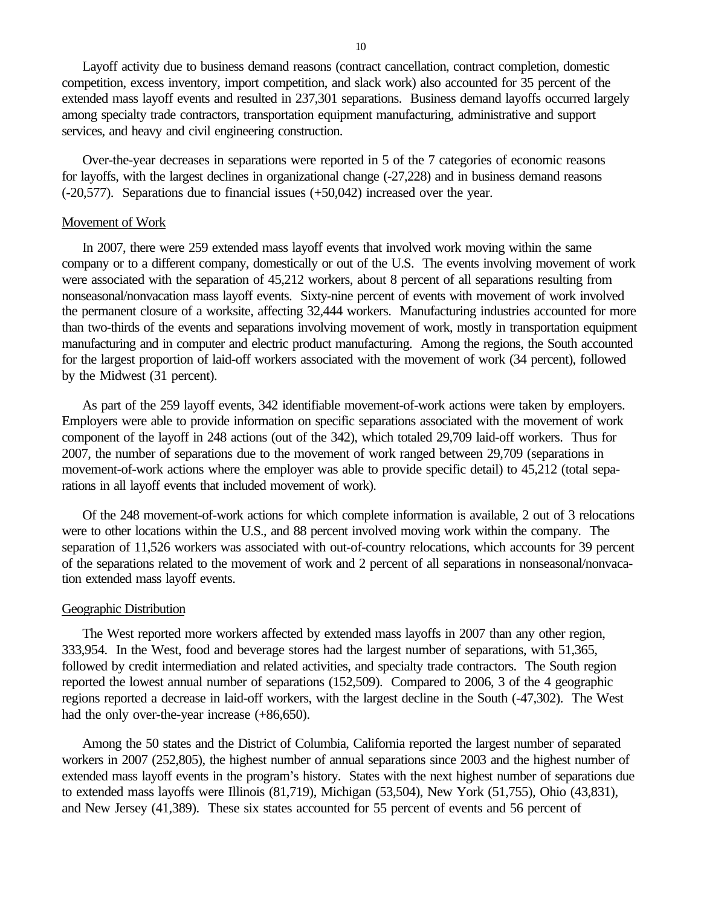Layoff activity due to business demand reasons (contract cancellation, contract completion, domestic competition, excess inventory, import competition, and slack work) also accounted for 35 percent of the extended mass layoff events and resulted in 237,301 separations. Business demand layoffs occurred largely among specialty trade contractors, transportation equipment manufacturing, administrative and support services, and heavy and civil engineering construction.

Over-the-year decreases in separations were reported in 5 of the 7 categories of economic reasons for layoffs, with the largest declines in organizational change (-27,228) and in business demand reasons (-20,577). Separations due to financial issues (+50,042) increased over the year.

Movement of Work

In 2007, there were 259 extended mass layoff events that involved work moving within the same company or to a different company, domestically or out of the U.S. The events involving movement of work were associated with the separation of 45,212 workers, about 8 percent of all separations resulting from nonseasonal/nonvacation mass layoff events. Sixty-nine percent of events with movement of work involved the permanent closure of a worksite, affecting 32,444 workers. Manufacturing industries accounted for more than two-thirds of the events and separations involving movement of work, mostly in transportation equipment manufacturing and in computer and electric product manufacturing. Among the regions, the South accounted for the largest proportion of laid-off workers associated with the movement of work (34 percent), followed by the Midwest (31 percent).

As part of the 259 layoff events, 342 identifiable movement-of-work actions were taken by employers. Employers were able to provide information on specific separations associated with the movement of work component of the layoff in 248 actions (out of the 342), which totaled 29,709 laid-off workers. Thus for 2007, the number of separations due to the movement of work ranged between 29,709 (separations in movement-of-work actions where the employer was able to provide specific detail) to 45,212 (total separations in all layoff events that included movement of work).

Of the 248 movement-of-work actions for which complete information is available, 2 out of 3 relocations were to other locations within the U.S., and 88 percent involved moving work within the company. The separation of 11,526 workers was associated with out-of-country relocations, which accounts for 39 percent of the separations related to the movement of work and 2 percent of all separations in nonseasonal/nonvacation extended mass layoff events.

Geographic Distribution

The West reported more workers affected by extended mass layoffs in 2007 than any other region, 333,954. In the West, food and beverage stores had the largest number of separations, with 51,365, followed by credit intermediation and related activities, and specialty trade contractors. The South region reported the lowest annual number of separations (152,509). Compared to 2006, 3 of the 4 geographic regions reported a decrease in laid-off workers, with the largest decline in the South (-47,302). The West had the only over-the-year increase (+86,650).

Among the 50 states and the District of Columbia, California reported the largest number of separated workers in 2007 (252,805), the highest number of annual separations since 2003 and the highest number of extended mass layoff events in the program's history. States with the next highest number of separations due to extended mass layoffs were Illinois (81,719), Michigan (53,504), New York (51,755), Ohio (43,831), and New Jersey (41,389). These six states accounted for 55 percent of events and 56 percent of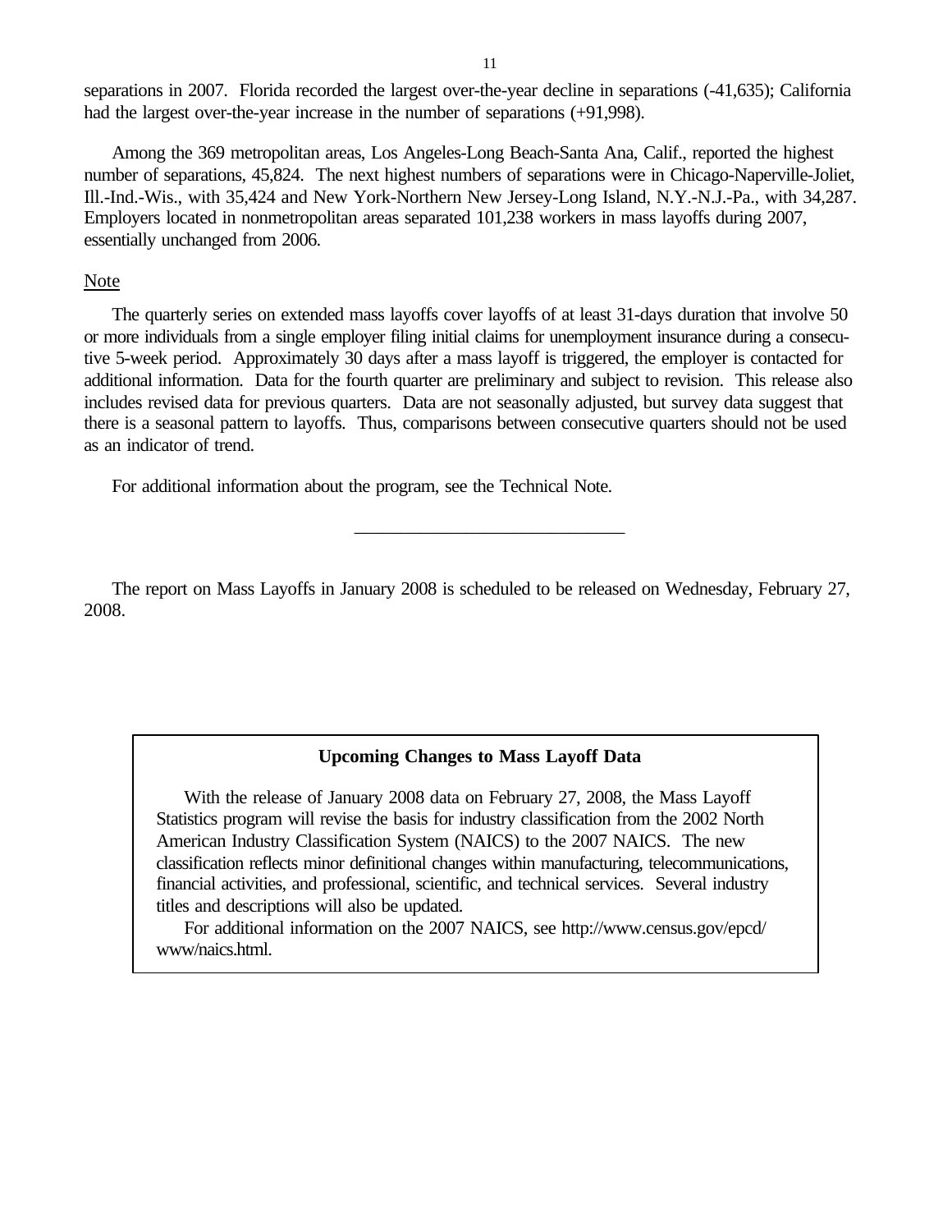separations in 2007. Florida recorded the largest over-the-year decline in separations (-41,635); California had the largest over-the-year increase in the number of separations (+91,998).

Among the 369 metropolitan areas, Los Angeles-Long Beach-Santa Ana, Calif., reported the highest number of separations, 45,824. The next highest numbers of separations were in Chicago-Naperville-Joliet, Ill.-Ind.-Wis., with 35,424 and New York-Northern New Jersey-Long Island, N.Y.-N.J.-Pa., with 34,287. Employers located in nonmetropolitan areas separated 101,238 workers in mass layoffs during 2007, essentially unchanged from 2006.

Note

The quarterly series on extended mass layoffs cover layoffs of at least 31-days duration that involve 50 or more individuals from a single employer filing initial claims for unemployment insurance during a consecutive 5-week period. Approximately 30 days after a mass layoff is triggered, the employer is contacted for additional information. Data for the fourth quarter are preliminary and subject to revision. This release also includes revised data for previous quarters. Data are not seasonally adjusted, but survey data suggest that there is a seasonal pattern to layoffs. Thus, comparisons between consecutive quarters should not be used as an indicator of trend.

For additional information about the program, see the Technical Note.

---

The report on Mass Layoffs in January 2008 is scheduled to be released on Wednesday, February 27, 2008.

**Upcoming Changes to Mass Layoff Data**

With the release of January 2008 data on February 27, 2008, the Mass Layoff Statistics program will revise the basis for industry classification from the 2002 North American Industry Classification System (NAICS) to the 2007 NAICS. The new classification reflects minor definitional changes within manufacturing, telecommunications, financial activities, and professional, scientific, and technical services. Several industry titles and descriptions will also be updated.

For additional information on the 2007 NAICS, see http://www.census.gov/epcd/www/naics.html.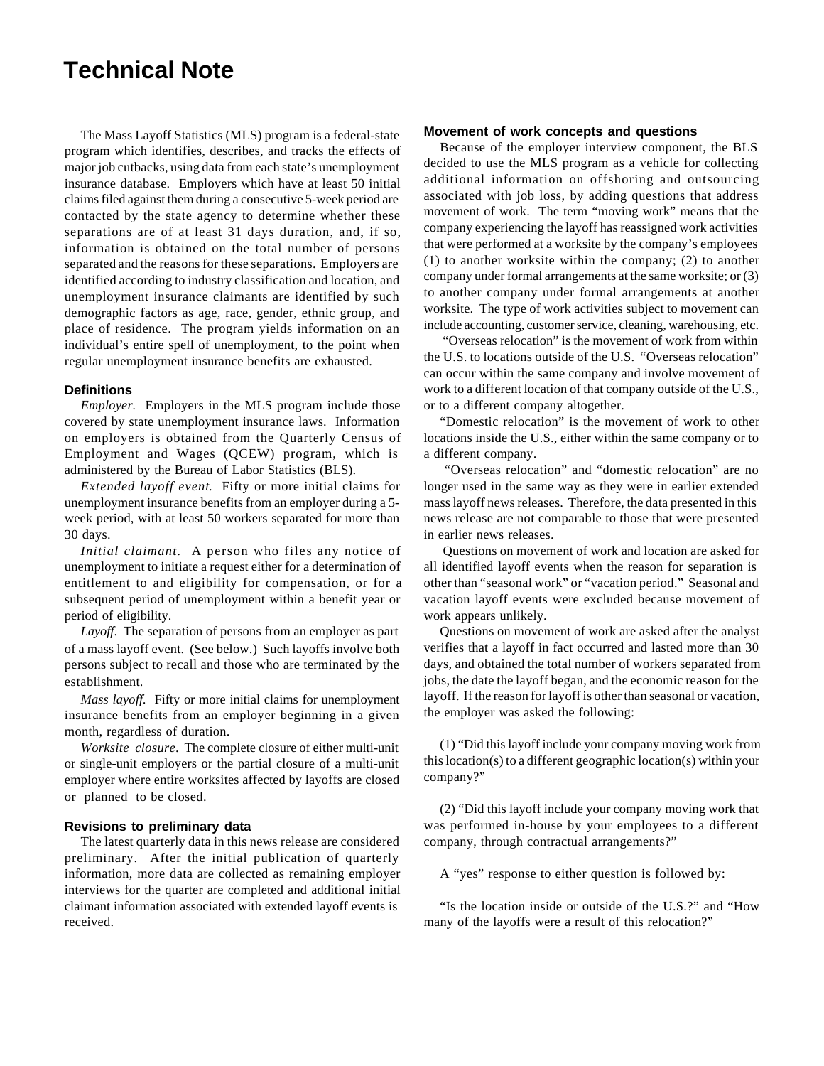# Technical Note

The Mass Layoff Statistics (MLS) program is a federal-state program which identifies, describes, and tracks the effects of major job cutbacks, using data from each state's unemployment insurance database. Employers which have at least 50 initial claims filed against them during a consecutive 5-week period are contacted by the state agency to determine whether these separations are of at least 31 days duration, and, if so, information is obtained on the total number of persons separated and the reasons for these separations. Employers are identified according to industry classification and location, and unemployment insurance claimants are identified by such demographic factors as age, race, gender, ethnic group, and place of residence. The program yields information on an individual's entire spell of unemployment, to the point when regular unemployment insurance benefits are exhausted.

### Definitions

*Employer.* Employers in the MLS program include those covered by state unemployment insurance laws. Information on employers is obtained from the Quarterly Census of Employment and Wages (QCEW) program, which is administered by the Bureau of Labor Statistics (BLS).

*Extended layoff event.* Fifty or more initial claims for unemployment insurance benefits from an employer during a 5-week period, with at least 50 workers separated for more than 30 days.

*Initial claimant.* A person who files any notice of unemployment to initiate a request either for a determination of entitlement to and eligibility for compensation, or for a subsequent period of unemployment within a benefit year or period of eligibility.

*Layoff.* The separation of persons from an employer as part of a mass layoff event. (See below.) Such layoffs involve both persons subject to recall and those who are terminated by the establishment.

*Mass layoff.* Fifty or more initial claims for unemployment insurance benefits from an employer beginning in a given month, regardless of duration.

*Worksite closure.* The complete closure of either multi-unit or single-unit employers or the partial closure of a multi-unit employer where entire worksites affected by layoffs are closed or planned to be closed.

### Revisions to preliminary data

The latest quarterly data in this news release are considered preliminary. After the initial publication of quarterly information, more data are collected as remaining employer interviews for the quarter are completed and additional initial claimant information associated with extended layoff events is received.

### Movement of work concepts and questions

Because of the employer interview component, the BLS decided to use the MLS program as a vehicle for collecting additional information on offshoring and outsourcing associated with job loss, by adding questions that address movement of work. The term "moving work" means that the company experiencing the layoff has reassigned work activities that were performed at a worksite by the company's employees (1) to another worksite within the company; (2) to another company under formal arrangements at the same worksite; or (3) to another company under formal arrangements at another worksite. The type of work activities subject to movement can include accounting, customer service, cleaning, warehousing, etc.

"Overseas relocation" is the movement of work from within the U.S. to locations outside of the U.S. "Overseas relocation" can occur within the same company and involve movement of work to a different location of that company outside of the U.S., or to a different company altogether.

"Domestic relocation" is the movement of work to other locations inside the U.S., either within the same company or to a different company.

"Overseas relocation" and "domestic relocation" are no longer used in the same way as they were in earlier extended mass layoff news releases. Therefore, the data presented in this news release are not comparable to those that were presented in earlier news releases.

Questions on movement of work and location are asked for all identified layoff events when the reason for separation is other than "seasonal work" or "vacation period." Seasonal and vacation layoff events were excluded because movement of work appears unlikely.

Questions on movement of work are asked after the analyst verifies that a layoff in fact occurred and lasted more than 30 days, and obtained the total number of workers separated from jobs, the date the layoff began, and the economic reason for the layoff. If the reason for layoff is other than seasonal or vacation, the employer was asked the following:

(1) "Did this layoff include your company moving work from this location(s) to a different geographic location(s) within your company?"

(2) "Did this layoff include your company moving work that was performed in-house by your employees to a different company, through contractual arrangements?"

A "yes" response to either question is followed by:

"Is the location inside or outside of the U.S.?" and "How many of the layoffs were a result of this relocation?"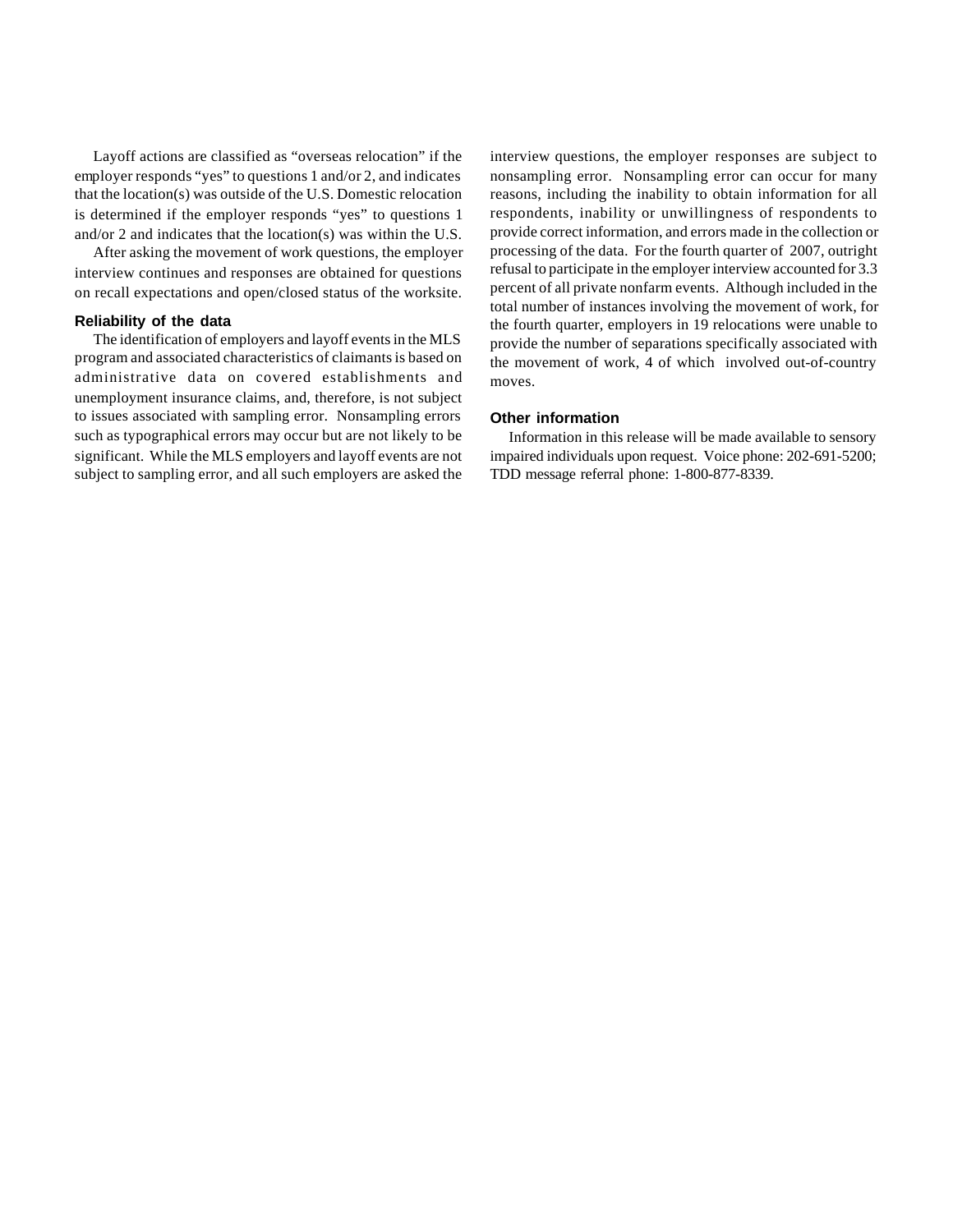Layoff actions are classified as "overseas relocation" if the employer responds "yes" to questions 1 and/or 2, and indicates that the location(s) was outside of the U.S. Domestic relocation is determined if the employer responds "yes" to questions 1 and/or 2 and indicates that the location(s) was within the U.S.

After asking the movement of work questions, the employer interview continues and responses are obtained for questions on recall expectations and open/closed status of the worksite.

### Reliability of the data

The identification of employers and layoff events in the MLS program and associated characteristics of claimants is based on administrative data on covered establishments and unemployment insurance claims, and, therefore, is not subject to issues associated with sampling error. Nonsampling errors such as typographical errors may occur but are not likely to be significant. While the MLS employers and layoff events are not subject to sampling error, and all such employers are asked the interview questions, the employer responses are subject to nonsampling error. Nonsampling error can occur for many reasons, including the inability to obtain information for all respondents, inability or unwillingness of respondents to provide correct information, and errors made in the collection or processing of the data. For the fourth quarter of 2007, outright refusal to participate in the employer interview accounted for 3.3 percent of all private nonfarm events. Although included in the total number of instances involving the movement of work, for the fourth quarter, employers in 19 relocations were unable to provide the number of separations specifically associated with the movement of work, 4 of which involved out-of-country moves.

### Other information

Information in this release will be made available to sensory impaired individuals upon request. Voice phone: 202-691-5200; TDD message referral phone: 1-800-877-8339.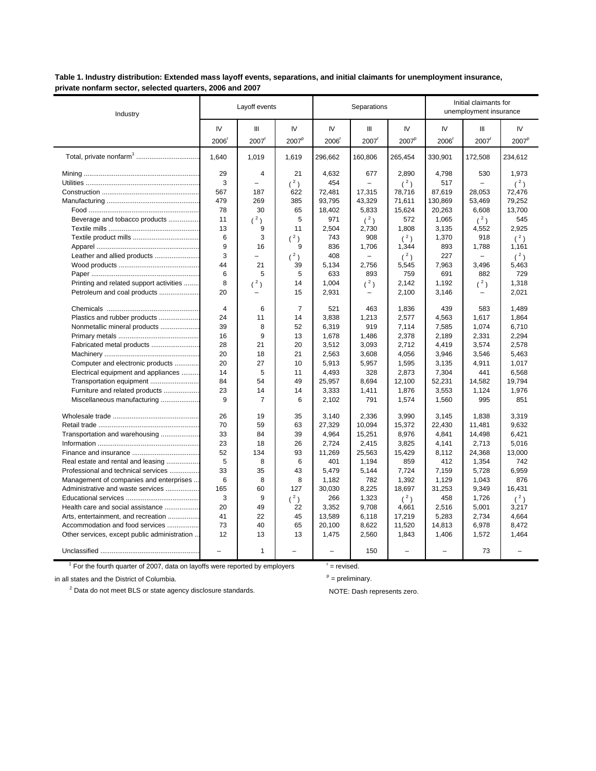**Table 1. Industry distribution: Extended mass layoff events, separations, and initial claimants for unemployment insurance, private nonfarm sector, selected quarters, 2006 and 2007**

| Industry | Layoff events | | | Separations | | | Initial claimants for unemployment insurance | | |
|---|---|---|---|---|---|---|---|---|---|
| | IV 2006[r] | III 2007[r] | IV 2007[p] | IV 2006[r] | III 2007[r] | IV 2007[p] | IV 2006[r] | III 2007[r] | IV 2007[p] |
| Total, private nonfarm[1] | 1,640 | 1,019 | 1,619 | 296,662 | 160,806 | 265,454 | 330,901 | 172,508 | 234,612 |
| Mining | 29 | 4 | 21 | 4,632 | 677 | 2,890 | 4,798 | 530 | 1,973 |
| Utilities | 3 | – | (2) | 454 | – | (2) | 517 | – | (2) |
| Construction | 567 | 187 | 622 | 72,481 | 17,315 | 78,716 | 87,619 | 28,053 | 72,476 |
| Manufacturing | 479 | 269 | 385 | 93,795 | 43,329 | 71,611 | 130,869 | 53,469 | 79,252 |
| Food | 78 | 30 | 65 | 18,402 | 5,833 | 15,624 | 20,263 | 6,608 | 13,700 |
| Beverage and tobacco products | 11 | (2) | 5 | 971 | (2) | 572 | 1,065 | (2) | 545 |
| Textile mills | 13 | 9 | 11 | 2,504 | 2,730 | 1,808 | 3,135 | 4,552 | 2,925 |
| Textile product mills | 6 | 3 | (2) | 743 | 908 | (2) | 1,370 | 918 | (2) |
| Apparel | 9 | 16 | 9 | 836 | 1,706 | 1,344 | 893 | 1,788 | 1,161 |
| Leather and allied products | 3 | – | (2) | 408 | – | (2) | 227 | – | (2) |
| Wood products | 44 | 21 | 39 | 5,134 | 2,756 | 5,545 | 7,963 | 3,496 | 5,463 |
| Paper | 6 | 5 | 5 | 633 | 893 | 759 | 691 | 882 | 729 |
| Printing and related support activities | 8 | (2) | 14 | 1,004 | (2) | 2,142 | 1,192 | (2) | 1,318 |
| Petroleum and coal products | 20 | – | 15 | 2,931 | – | 2,100 | 3,146 | – | 2,021 |
| Chemicals | 4 | 6 | 7 | 521 | 463 | 1,836 | 439 | 583 | 1,489 |
| Plastics and rubber products | 24 | 11 | 14 | 3,838 | 1,213 | 2,577 | 4,563 | 1,617 | 1,864 |
| Nonmetallic mineral products | 39 | 8 | 52 | 6,319 | 919 | 7,114 | 7,585 | 1,074 | 6,710 |
| Primary metals | 16 | 9 | 13 | 1,678 | 1,486 | 2,378 | 2,189 | 2,331 | 2,294 |
| Fabricated metal products | 28 | 21 | 20 | 3,512 | 3,093 | 2,712 | 4,419 | 3,574 | 2,578 |
| Machinery | 20 | 18 | 21 | 2,563 | 3,608 | 4,056 | 3,946 | 3,546 | 5,463 |
| Computer and electronic products | 20 | 27 | 10 | 5,913 | 5,957 | 1,595 | 3,135 | 4,911 | 1,017 |
| Electrical equipment and appliances | 14 | 5 | 11 | 4,493 | 328 | 2,873 | 7,304 | 441 | 6,568 |
| Transportation equipment | 84 | 54 | 49 | 25,957 | 8,694 | 12,100 | 52,231 | 14,582 | 19,794 |
| Furniture and related products | 23 | 14 | 14 | 3,333 | 1,411 | 1,876 | 3,553 | 1,124 | 1,976 |
| Miscellaneous manufacturing | 9 | 7 | 6 | 2,102 | 791 | 1,574 | 1,560 | 995 | 851 |
| Wholesale trade | 26 | 19 | 35 | 3,140 | 2,336 | 3,990 | 3,145 | 1,838 | 3,319 |
| Retail trade | 70 | 59 | 63 | 27,329 | 10,094 | 15,372 | 22,430 | 11,481 | 9,632 |
| Transportation and warehousing | 33 | 84 | 39 | 4,964 | 15,251 | 8,976 | 4,841 | 14,498 | 6,421 |
| Information | 23 | 18 | 26 | 2,724 | 2,415 | 3,825 | 4,141 | 2,713 | 5,016 |
| Finance and insurance | 52 | 134 | 93 | 11,269 | 25,563 | 15,429 | 8,112 | 24,368 | 13,000 |
| Real estate and rental and leasing | 5 | 8 | 6 | 401 | 1,194 | 859 | 412 | 1,354 | 742 |
| Professional and technical services | 33 | 35 | 43 | 5,479 | 5,144 | 7,724 | 7,159 | 5,728 | 6,959 |
| Management of companies and enterprises | 6 | 8 | 8 | 1,182 | 782 | 1,392 | 1,129 | 1,043 | 876 |
| Administrative and waste services | 165 | 60 | 127 | 30,030 | 8,225 | 18,697 | 31,253 | 9,349 | 16,431 |
| Educational services | 3 | 9 | (2) | 266 | 1,323 | (2) | 458 | 1,726 | (2) |
| Health care and social assistance | 20 | 49 | 22 | 3,352 | 9,708 | 4,661 | 2,516 | 5,001 | 3,217 |
| Arts, entertainment, and recreation | 41 | 22 | 45 | 13,589 | 6,118 | 17,219 | 5,283 | 2,734 | 4,664 |
| Accommodation and food services | 73 | 40 | 65 | 20,100 | 8,622 | 11,520 | 14,813 | 6,978 | 8,472 |
| Other services, except public administration | 12 | 13 | 13 | 1,475 | 2,560 | 1,843 | 1,406 | 1,572 | 1,464 |
| Unclassified | – | 1 | – | – | 150 | – | – | 73 | – |

[1] For the fourth quarter of 2007, data on layoffs were reported by employers in all states and the District of Columbia.

[2] Data do not meet BLS or state agency disclosure standards.

r = revised.

p = preliminary.

NOTE: Dash represents zero.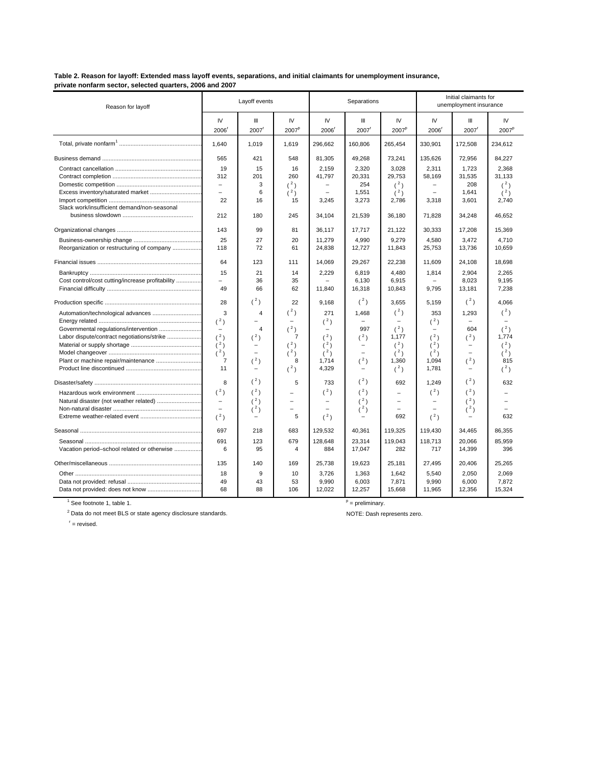**Table 2. Reason for layoff: Extended mass layoff events, separations, and initial claimants for unemployment insurance, private nonfarm sector, selected quarters, 2006 and 2007**

| Reason for layoff | Layoff events | | | Separations | | | Initial claimants for unemployment insurance | | |
|---|---|---|---|---|---|---|---|---|---|
| | IV 2006[r] | III 2007[r] | IV 2007[p] | IV 2006[r] | III 2007[r] | IV 2007[p] | IV 2006[r] | III 2007[r] | IV 2007[p] |
| Total, private nonfarm[1] | 1,640 | 1,019 | 1,619 | 296,662 | 160,806 | 265,454 | 330,901 | 172,508 | 234,612 |
| Business demand | 565 | 421 | 548 | 81,305 | 49,268 | 73,241 | 135,626 | 72,956 | 84,227 |
| Contract cancellation | 19 | 15 | 16 | 2,159 | 2,320 | 3,028 | 2,311 | 1,723 | 2,368 |
| Contract completion | 312 | 201 | 260 | 41,797 | 20,331 | 29,753 | 58,169 | 31,535 | 31,133 |
| Domestic competition | – | 3 | (2) | – | 254 | (2) | – | 208 | (2) |
| Excess inventory/saturated market | – | 6 | (2) | – | 1,551 | (2) | – | 1,641 | (2) |
| Import competition | 22 | 16 | 15 | 3,245 | 3,273 | 2,786 | 3,318 | 3,601 | 2,740 |
| Slack work/insufficient demand/non-seasonal business slowdown | 212 | 180 | 245 | 34,104 | 21,539 | 36,180 | 71,828 | 34,248 | 46,652 |
| Organizational changes | 143 | 99 | 81 | 36,117 | 17,717 | 21,122 | 30,333 | 17,208 | 15,369 |
| Business-ownership change | 25 | 27 | 20 | 11,279 | 4,990 | 9,279 | 4,580 | 3,472 | 4,710 |
| Reorganization or restructuring of company | 118 | 72 | 61 | 24,838 | 12,727 | 11,843 | 25,753 | 13,736 | 10,659 |
| Financial issues | 64 | 123 | 111 | 14,069 | 29,267 | 22,238 | 11,609 | 24,108 | 18,698 |
| Bankruptcy | 15 | 21 | 14 | 2,229 | 6,819 | 4,480 | 1,814 | 2,904 | 2,265 |
| Cost control/cost cutting/increase profitability | – | 36 | 35 | – | 6,130 | 6,915 | – | 8,023 | 9,195 |
| Financial difficulty | 49 | 66 | 62 | 11,840 | 16,318 | 10,843 | 9,795 | 13,181 | 7,238 |
| Production specific | 28 | (2) | 22 | 9,168 | (2) | 3,655 | 5,159 | (2) | 4,066 |
| Automation/technological advances | 3 | 4 | (2) | 271 | 1,468 | (2) | 353 | 1,293 | (2) |
| Energy related | (2) | – | – | (2) | – | – | (2) | – | – |
| Governmental regulations/intervention | – | 4 | (2) | – | 997 | (2) | – | 604 | (2) |
| Labor dispute/contract negotiations/strike | (2) | (2) | 7 | (2) | (2) | 1,177 | (2) | (2) | 1,774 |
| Material or supply shortage | (2) | – | (2) | (2) | – | (2) | (2) | – | (2) |
| Model changeover | (2) | – | (2) | (2) | – | (2) | (2) | – | (2) |
| Plant or machine repair/maintenance | 7 | (2) | 8 | 1,714 | (2) | 1,360 | 1,094 | (2) | 815 |
| Product line discontinued | 11 | – | (2) | 4,329 | – | (2) | 1,781 | – | (2) |
| Disaster/safety | 8 | (2) | 5 | 733 | (2) | 692 | 1,249 | (2) | 632 |
| Hazardous work environment | (2) | (2) | – | (2) | (2) | – | (2) | (2) | – |
| Natural disaster (not weather related) | – | (2) | – | – | (2) | – | – | (2) | – |
| Non-natural disaster | – | (2) | – | – | (2) | – | – | (2) | – |
| Extreme weather-related event | (2) | – | 5 | (2) | – | 692 | (2) | – | 632 |
| Seasonal | 697 | 218 | 683 | 129,532 | 40,361 | 119,325 | 119,430 | 34,465 | 86,355 |
| Seasonal | 691 | 123 | 679 | 128,648 | 23,314 | 119,043 | 118,713 | 20,066 | 85,959 |
| Vacation period–school related or otherwise | 6 | 95 | 4 | 884 | 17,047 | 282 | 717 | 14,399 | 396 |
| Other/miscellaneous | 135 | 140 | 169 | 25,738 | 19,623 | 25,181 | 27,495 | 20,406 | 25,265 |
| Other | 18 | 9 | 10 | 3,726 | 1,363 | 1,642 | 5,540 | 2,050 | 2,069 |
| Data not provided: refusal | 49 | 43 | 53 | 9,990 | 6,003 | 7,871 | 9,990 | 6,000 | 7,872 |
| Data not provided: does not know | 68 | 88 | 106 | 12,022 | 12,257 | 15,668 | 11,965 | 12,356 | 15,324 |

[1] See footnote 1, table 1.

[2] Data do not meet BLS or state agency disclosure standards.

[r] = revised.

[p] = preliminary.

NOTE: Dash represents zero.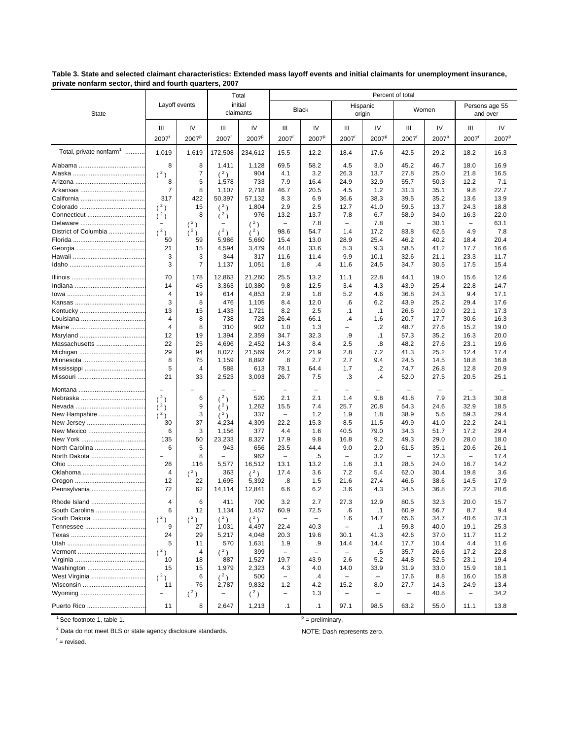**Table 3. State and selected claimant characteristics: Extended mass layoff events and initial claimants for unemployment insurance, private nonfarm sector, third and fourth quarters, 2007**

| State | Layoff events | | Total initial claimants | | Percent of total | | | | | | | |
|---|---|---|---|---|---|---|---|---|---|---|---|---|
| | | | | | Black | | Hispanic origin | | Women | | Persons age 55 and over | |
| | III 2007[r] | IV 2007[p] | III 2007[r] | IV 2007[p] | III 2007[r] | IV 2007[p] | III 2007[r] | IV 2007[p] | III 2007[r] | IV 2007[p] | III 2007[r] | IV 2007[p] |
| Total, private nonfarm[1] | 1,019 | 1,619 | 172,508 | 234,612 | 15.5 | 12.2 | 18.4 | 17.6 | 42.5 | 29.2 | 18.2 | 16.3 |
| Alabama | 8 | 8 | 1,411 | 1,128 | 69.5 | 58.2 | 4.5 | 3.0 | 45.2 | 46.7 | 18.0 | 16.9 |
| Alaska | ( 2 ) | 7 | ( 2 ) | 904 | 4.1 | 3.2 | 26.3 | 13.7 | 27.8 | 25.0 | 21.8 | 16.5 |
| Arizona | 8 | 5 | 1,578 | 733 | 7.9 | 16.4 | 24.9 | 32.9 | 55.7 | 50.3 | 12.2 | 7.1 |
| Arkansas | 7 | 8 | 1,107 | 2,718 | 46.7 | 20.5 | 4.5 | 1.2 | 31.3 | 35.1 | 9.8 | 22.7 |
| California | 317 | 422 | 50,397 | 57,132 | 8.3 | 6.9 | 36.6 | 38.3 | 39.5 | 35.2 | 13.6 | 13.9 |
| Colorado | ( 2 ) | 15 | ( 2 ) | 1,804 | 2.9 | 2.5 | 12.7 | 41.0 | 59.5 | 13.7 | 24.3 | 18.8 |
| Connecticut | ( 2 ) | 8 | ( 2 ) | 976 | 13.2 | 13.7 | 7.8 | 6.7 | 58.9 | 34.0 | 16.3 | 22.0 |
| Delaware | – | ( 2 ) | – | ( 2 ) | – | 7.8 | – | 7.8 | – | 30.1 | – | 63.1 |
| District of Columbia | ( 2 ) | ( 2 ) | ( 2 ) | ( 2 ) | 98.6 | 54.7 | 1.4 | 17.2 | 83.8 | 62.5 | 4.9 | 7.8 |
| Florida | 50 | 59 | 5,986 | 5,660 | 15.4 | 13.0 | 28.9 | 25.4 | 46.2 | 40.2 | 18.4 | 20.4 |
| Georgia | 21 | 15 | 4,594 | 3,479 | 44.0 | 33.6 | 5.3 | 9.3 | 58.5 | 41.2 | 17.7 | 16.6 |
| Hawaii | 3 | 3 | 344 | 317 | 11.6 | 11.4 | 9.9 | 10.1 | 32.6 | 21.1 | 23.3 | 11.7 |
| Idaho | 3 | 7 | 1,137 | 1,051 | 1.8 | .4 | 11.6 | 24.5 | 34.7 | 30.5 | 17.5 | 15.4 |
| Illinois | 70 | 178 | 12,863 | 21,260 | 25.5 | 13.2 | 11.1 | 22.8 | 44.1 | 19.0 | 15.6 | 12.6 |
| Indiana | 14 | 45 | 3,363 | 10,380 | 9.8 | 12.5 | 3.4 | 4.3 | 43.9 | 25.4 | 22.8 | 14.7 |
| Iowa | 4 | 19 | 614 | 4,853 | 2.9 | 1.8 | 5.2 | 4.6 | 36.8 | 24.3 | 9.4 | 17.1 |
| Kansas | 3 | 8 | 476 | 1,105 | 8.4 | 12.0 | .6 | 6.2 | 43.9 | 25.2 | 29.4 | 17.6 |
| Kentucky | 13 | 15 | 1,433 | 1,721 | 8.2 | 2.5 | .1 | .1 | 26.6 | 12.0 | 22.1 | 17.3 |
| Louisiana | 4 | 8 | 738 | 728 | 26.4 | 66.1 | .4 | 1.6 | 20.7 | 17.7 | 30.6 | 16.3 |
| Maine | 4 | 8 | 310 | 902 | 1.0 | 1.3 | – | .2 | 48.7 | 27.6 | 15.2 | 19.0 |
| Maryland | 12 | 19 | 1,394 | 2,359 | 34.7 | 32.3 | .9 | .1 | 57.3 | 35.2 | 16.3 | 20.0 |
| Massachusetts | 22 | 25 | 4,696 | 2,452 | 14.3 | 8.4 | 2.5 | .8 | 48.2 | 27.6 | 23.1 | 19.6 |
| Michigan | 29 | 94 | 8,027 | 21,569 | 24.2 | 21.9 | 2.8 | 7.2 | 41.3 | 25.2 | 12.4 | 17.4 |
| Minnesota | 8 | 75 | 1,159 | 8,892 | .8 | 2.7 | 2.7 | 9.4 | 24.5 | 14.5 | 18.8 | 16.8 |
| Mississippi | 5 | 4 | 588 | 613 | 78.1 | 64.4 | 1.7 | .2 | 74.7 | 26.8 | 12.8 | 20.9 |
| Missouri | 21 | 33 | 2,523 | 3,093 | 26.7 | 7.5 | .3 | .4 | 52.0 | 27.5 | 20.5 | 25.1 |
| Montana | – | – | – | – | – | – | – | – | – | – | – | – |
| Nebraska | ( 2 ) | 6 | ( 2 ) | 520 | 2.1 | 2.1 | 1.4 | 9.8 | 41.8 | 7.9 | 21.3 | 30.8 |
| Nevada | ( 2 ) | 9 | ( 2 ) | 1,262 | 15.5 | 7.4 | 25.7 | 20.8 | 54.3 | 24.6 | 32.9 | 18.5 |
| New Hampshire | ( 2 ) | 3 | ( 2 ) | 337 | – | 1.2 | 1.9 | 1.8 | 38.9 | 5.6 | 59.3 | 29.4 |
| New Jersey | 30 | 37 | 4,234 | 4,309 | 22.2 | 15.3 | 8.5 | 11.5 | 49.9 | 41.0 | 22.2 | 24.1 |
| New Mexico | 6 | 3 | 1,156 | 377 | 4.4 | 1.6 | 40.5 | 79.0 | 34.3 | 51.7 | 17.2 | 29.4 |
| New York | 135 | 50 | 23,233 | 8,327 | 17.9 | 9.8 | 16.8 | 9.2 | 49.3 | 29.0 | 28.0 | 18.0 |
| North Carolina | 6 | 5 | 943 | 656 | 23.5 | 44.4 | 9.0 | 2.0 | 61.5 | 35.1 | 20.6 | 26.1 |
| North Dakota | – | 8 | – | 962 | – | .5 | – | 3.2 | – | 12.3 | – | 17.4 |
| Ohio | 28 | 116 | 5,577 | 16,512 | 13.1 | 13.2 | 1.6 | 3.1 | 28.5 | 24.0 | 16.7 | 14.2 |
| Oklahoma | 4 | ( 2 ) | 363 | ( 2 ) | 17.4 | 3.6 | 7.2 | 5.4 | 62.0 | 30.4 | 19.8 | 3.6 |
| Oregon | 12 | 22 | 1,695 | 5,392 | .8 | 1.5 | 21.6 | 27.4 | 46.6 | 38.6 | 14.5 | 17.9 |
| Pennsylvania | 72 | 62 | 14,114 | 12,841 | 6.6 | 6.2 | 3.6 | 4.3 | 34.5 | 36.8 | 22.3 | 20.6 |
| Rhode Island | 4 | 6 | 411 | 700 | 3.2 | 2.7 | 27.3 | 12.9 | 80.5 | 32.3 | 20.0 | 15.7 |
| South Carolina | 6 | 12 | 1,134 | 1,457 | 60.9 | 72.5 | .6 | .1 | 60.9 | 56.7 | 8.7 | 9.4 |
| South Dakota | ( 2 ) | ( 2 ) | ( 2 ) | ( 2 ) | – | – | 1.6 | 14.7 | 65.6 | 34.7 | 40.6 | 37.3 |
| Tennessee | 9 | 27 | 1,031 | 4,497 | 22.4 | 40.3 | – | .1 | 59.8 | 40.0 | 19.1 | 25.3 |
| Texas | 24 | 29 | 5,217 | 4,048 | 20.3 | 19.6 | 30.1 | 41.3 | 42.6 | 37.0 | 11.7 | 11.2 |
| Utah | 5 | 11 | 570 | 1,631 | 1.9 | .9 | 14.4 | 14.4 | 17.7 | 10.4 | 4.4 | 11.6 |
| Vermont | ( 2 ) | 4 | ( 2 ) | 399 | – | – | – | .5 | 35.7 | 26.6 | 17.2 | 22.8 |
| Virginia | 10 | 18 | 887 | 1,527 | 19.7 | 43.9 | 2.6 | 5.2 | 44.8 | 52.5 | 23.1 | 19.4 |
| Washington | 15 | 15 | 1,979 | 2,323 | 4.3 | 4.0 | 14.0 | 33.9 | 31.9 | 33.0 | 15.9 | 18.1 |
| West Virginia | ( 2 ) | 6 | ( 2 ) | 500 | – | .4 | – | – | 17.6 | 8.8 | 16.0 | 15.8 |
| Wisconsin | 11 | 76 | 2,787 | 9,832 | 1.2 | 4.2 | 15.2 | 8.0 | 27.7 | 14.3 | 24.9 | 13.4 |
| Wyoming | – | ( 2 ) | – | ( 2 ) | – | 1.3 | – | – | – | 40.8 | – | 34.2 |
| Puerto Rico | 11 | 8 | 2,647 | 1,213 | .1 | .1 | 97.1 | 98.5 | 63.2 | 55.0 | 11.1 | 13.8 |

[1] See footnote 1, table 1.

[2] Data do not meet BLS or state agency disclosure standards.

[r] = revised.

[p] = preliminary.

NOTE: Dash represents zero.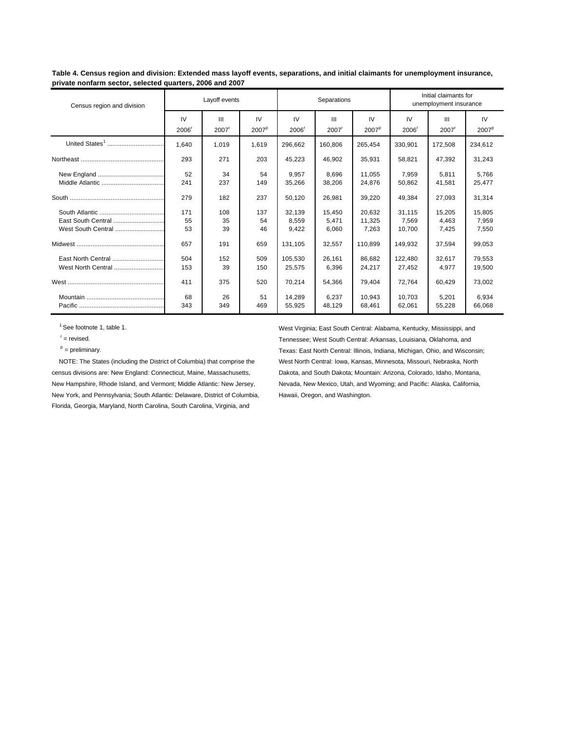**Table 4. Census region and division: Extended mass layoff events, separations, and initial claimants for unemployment insurance, private nonfarm sector, selected quarters, 2006 and 2007**

| Census region and division | Layoff events | | | Separations | | | Initial claimants for unemployment insurance | | |
|---|---|---|---|---|---|---|---|---|---|
| | IV 2006[r] | III 2007[r] | IV 2007[p] | IV 2006[r] | III 2007[r] | IV 2007[p] | IV 2006[r] | III 2007[r] | IV 2007[p] |
| United States[1] | 1,640 | 1,019 | 1,619 | 296,662 | 160,806 | 265,454 | 330,901 | 172,508 | 234,612 |
| Northeast | 293 | 271 | 203 | 45,223 | 46,902 | 35,931 | 58,821 | 47,392 | 31,243 |
| New England | 52 | 34 | 54 | 9,957 | 8,696 | 11,055 | 7,959 | 5,811 | 5,766 |
| Middle Atlantic | 241 | 237 | 149 | 35,266 | 38,206 | 24,876 | 50,862 | 41,581 | 25,477 |
| South | 279 | 182 | 237 | 50,120 | 26,981 | 39,220 | 49,384 | 27,093 | 31,314 |
| South Atlantic | 171 | 108 | 137 | 32,139 | 15,450 | 20,632 | 31,115 | 15,205 | 15,805 |
| East South Central | 55 | 35 | 54 | 8,559 | 5,471 | 11,325 | 7,569 | 4,463 | 7,959 |
| West South Central | 53 | 39 | 46 | 9,422 | 6,060 | 7,263 | 10,700 | 7,425 | 7,550 |
| Midwest | 657 | 191 | 659 | 131,105 | 32,557 | 110,899 | 149,932 | 37,594 | 99,053 |
| East North Central | 504 | 152 | 509 | 105,530 | 26,161 | 86,682 | 122,480 | 32,617 | 79,553 |
| West North Central | 153 | 39 | 150 | 25,575 | 6,396 | 24,217 | 27,452 | 4,977 | 19,500 |
| West | 411 | 375 | 520 | 70,214 | 54,366 | 79,404 | 72,764 | 60,429 | 73,002 |
| Mountain | 68 | 26 | 51 | 14,289 | 6,237 | 10,943 | 10,703 | 5,201 | 6,934 |
| Pacific | 343 | 349 | 469 | 55,925 | 48,129 | 68,461 | 62,061 | 55,228 | 66,068 |

[1] See footnote 1, table 1.

[r] = revised.

[p] = preliminary.

NOTE: The States (including the District of Columbia) that comprise the census divisions are: New England: Connecticut, Maine, Massachusetts, New Hampshire, Rhode Island, and Vermont; Middle Atlantic: New Jersey, New York, and Pennsylvania; South Atlantic: Delaware, District of Columbia, Florida, Georgia, Maryland, North Carolina, South Carolina, Virginia, and West Virginia; East South Central: Alabama, Kentucky, Mississippi, and Tennessee; West South Central: Arkansas, Louisiana, Oklahoma, and Texas: East North Central: Illinois, Indiana, Michigan, Ohio, and Wisconsin; West North Central: Iowa, Kansas, Minnesota, Missouri, Nebraska, North Dakota, and South Dakota; Mountain: Arizona, Colorado, Idaho, Montana, Nevada, New Mexico, Utah, and Wyoming; and Pacific: Alaska, California, Hawaii, Oregon, and Washington.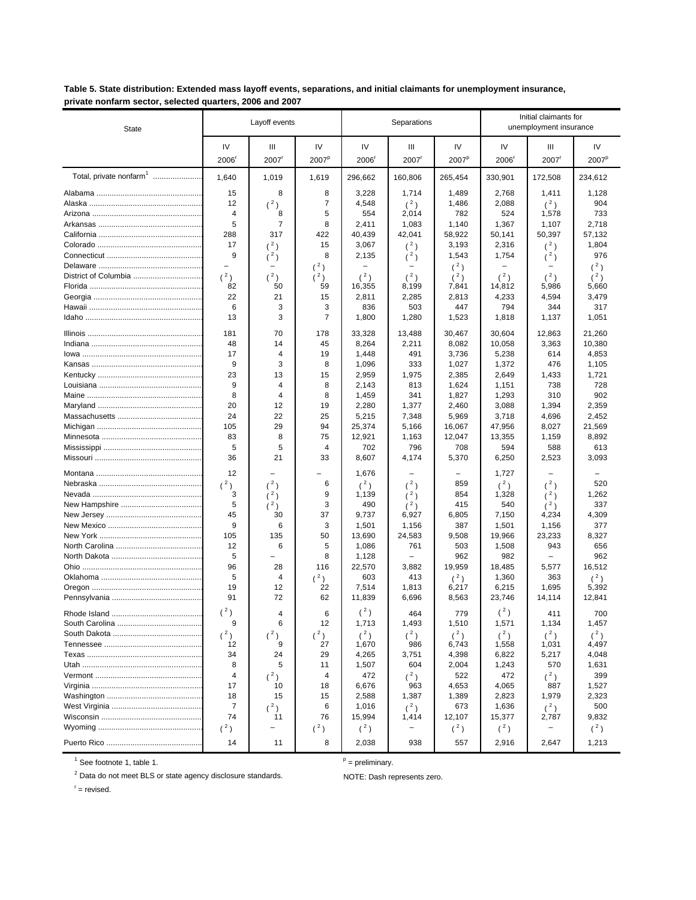**Table 5. State distribution: Extended mass layoff events, separations, and initial claimants for unemployment insurance, private nonfarm sector, selected quarters, 2006 and 2007**

| State | Layoff events | | | Separations | | | Initial claimants for unemployment insurance | | |
|---|---|---|---|---|---|---|---|---|---|
| | IV 2006r | III 2007r | IV 2007p | IV 2006r | III 2007r | IV 2007p | IV 2006r | III 2007r | IV 2007p |
| Total, private nonfarm[1] | 1,640 | 1,019 | 1,619 | 296,662 | 160,806 | 265,454 | 330,901 | 172,508 | 234,612 |
| Alabama | 15 | 8 | 8 | 3,228 | 1,714 | 1,489 | 2,768 | 1,411 | 1,128 |
| Alaska | 12 | (2) | 7 | 4,548 | (2) | 1,486 | 2,088 | (2) | 904 |
| Arizona | 4 | 8 | 5 | 554 | 2,014 | 782 | 524 | 1,578 | 733 |
| Arkansas | 5 | 7 | 8 | 2,411 | 1,083 | 1,140 | 1,367 | 1,107 | 2,718 |
| California | 288 | 317 | 422 | 40,439 | 42,041 | 58,922 | 50,141 | 50,397 | 57,132 |
| Colorado | 17 | (2) | 15 | 3,067 | (2) | 3,193 | 2,316 | (2) | 1,804 |
| Connecticut | 9 | (2) | 8 | 2,135 | (2) | 1,543 | 1,754 | (2) | 976 |
| Delaware | – | – | (2) | – | – | (2) | – | – | (2) |
| District of Columbia | (2) | (2) | (2) | (2) | (2) | (2) | (2) | (2) | (2) |
| Florida | 82 | 50 | 59 | 16,355 | 8,199 | 7,841 | 14,812 | 5,986 | 5,660 |
| Georgia | 22 | 21 | 15 | 2,811 | 2,285 | 2,813 | 4,233 | 4,594 | 3,479 |
| Hawaii | 6 | 3 | 3 | 836 | 503 | 447 | 794 | 344 | 317 |
| Idaho | 13 | 3 | 7 | 1,800 | 1,280 | 1,523 | 1,818 | 1,137 | 1,051 |
| Illinois | 181 | 70 | 178 | 33,328 | 13,488 | 30,467 | 30,604 | 12,863 | 21,260 |
| Indiana | 48 | 14 | 45 | 8,264 | 2,211 | 8,082 | 10,058 | 3,363 | 10,380 |
| Iowa | 17 | 4 | 19 | 1,448 | 491 | 3,736 | 5,238 | 614 | 4,853 |
| Kansas | 9 | 3 | 8 | 1,096 | 333 | 1,027 | 1,372 | 476 | 1,105 |
| Kentucky | 23 | 13 | 15 | 2,959 | 1,975 | 2,385 | 2,649 | 1,433 | 1,721 |
| Louisiana | 9 | 4 | 8 | 2,143 | 813 | 1,624 | 1,151 | 738 | 728 |
| Maine | 8 | 4 | 8 | 1,459 | 341 | 1,827 | 1,293 | 310 | 902 |
| Maryland | 20 | 12 | 19 | 2,280 | 1,377 | 2,460 | 3,088 | 1,394 | 2,359 |
| Massachusetts | 24 | 22 | 25 | 5,215 | 7,348 | 5,969 | 3,718 | 4,696 | 2,452 |
| Michigan | 105 | 29 | 94 | 25,374 | 5,166 | 16,067 | 47,956 | 8,027 | 21,569 |
| Minnesota | 83 | 8 | 75 | 12,921 | 1,163 | 12,047 | 13,355 | 1,159 | 8,892 |
| Mississippi | 5 | 5 | 4 | 702 | 796 | 708 | 594 | 588 | 613 |
| Missouri | 36 | 21 | 33 | 8,607 | 4,174 | 5,370 | 6,250 | 2,523 | 3,093 |
| Montana | 12 | – | – | 1,676 | – | – | 1,727 | – | – |
| Nebraska | (2) | (2) | 6 | (2) | (2) | 859 | (2) | (2) | 520 |
| Nevada | 3 | (2) | 9 | 1,139 | (2) | 854 | 1,328 | (2) | 1,262 |
| New Hampshire | 5 | (2) | 3 | 490 | (2) | 415 | 540 | (2) | 337 |
| New Jersey | 45 | 30 | 37 | 9,737 | 6,927 | 6,805 | 7,150 | 4,234 | 4,309 |
| New Mexico | 9 | 6 | 3 | 1,501 | 1,156 | 387 | 1,501 | 1,156 | 377 |
| New York | 105 | 135 | 50 | 13,690 | 24,583 | 9,508 | 19,966 | 23,233 | 8,327 |
| North Carolina | 12 | 6 | 5 | 1,086 | 761 | 503 | 1,508 | 943 | 656 |
| North Dakota | 5 | – | 8 | 1,128 | – | 962 | 982 | – | 962 |
| Ohio | 96 | 28 | 116 | 22,570 | 3,882 | 19,959 | 18,485 | 5,577 | 16,512 |
| Oklahoma | 5 | 4 | (2) | 603 | 413 | (2) | 1,360 | 363 | (2) |
| Oregon | 19 | 12 | 22 | 7,514 | 1,813 | 6,217 | 6,215 | 1,695 | 5,392 |
| Pennsylvania | 91 | 72 | 62 | 11,839 | 6,696 | 8,563 | 23,746 | 14,114 | 12,841 |
| Rhode Island | (2) | 4 | 6 | (2) | 464 | 779 | (2) | 411 | 700 |
| South Carolina | 9 | 6 | 12 | 1,713 | 1,493 | 1,510 | 1,571 | 1,134 | 1,457 |
| South Dakota | (2) | (2) | (2) | (2) | (2) | (2) | (2) | (2) | (2) |
| Tennessee | 12 | 9 | 27 | 1,670 | 986 | 6,743 | 1,558 | 1,031 | 4,497 |
| Texas | 34 | 24 | 29 | 4,265 | 3,751 | 4,398 | 6,822 | 5,217 | 4,048 |
| Utah | 8 | 5 | 11 | 1,507 | 604 | 2,004 | 1,243 | 570 | 1,631 |
| Vermont | 4 | (2) | 4 | 472 | (2) | 522 | 472 | (2) | 399 |
| Virginia | 17 | 10 | 18 | 6,676 | 963 | 4,653 | 4,065 | 887 | 1,527 |
| Washington | 18 | 15 | 15 | 2,588 | 1,387 | 1,389 | 2,823 | 1,979 | 2,323 |
| West Virginia | 7 | (2) | 6 | 1,016 | (2) | 673 | 1,636 | (2) | 500 |
| Wisconsin | 74 | 11 | 76 | 15,994 | 1,414 | 12,107 | 15,377 | 2,787 | 9,832 |
| Wyoming | (2) | – | (2) | (2) | – | (2) | (2) | – | (2) |
| Puerto Rico | 14 | 11 | 8 | 2,038 | 938 | 557 | 2,916 | 2,647 | 1,213 |

[1] See footnote 1, table 1.

[2] Data do not meet BLS or state agency disclosure standards.

r = revised.

p = preliminary.

NOTE: Dash represents zero.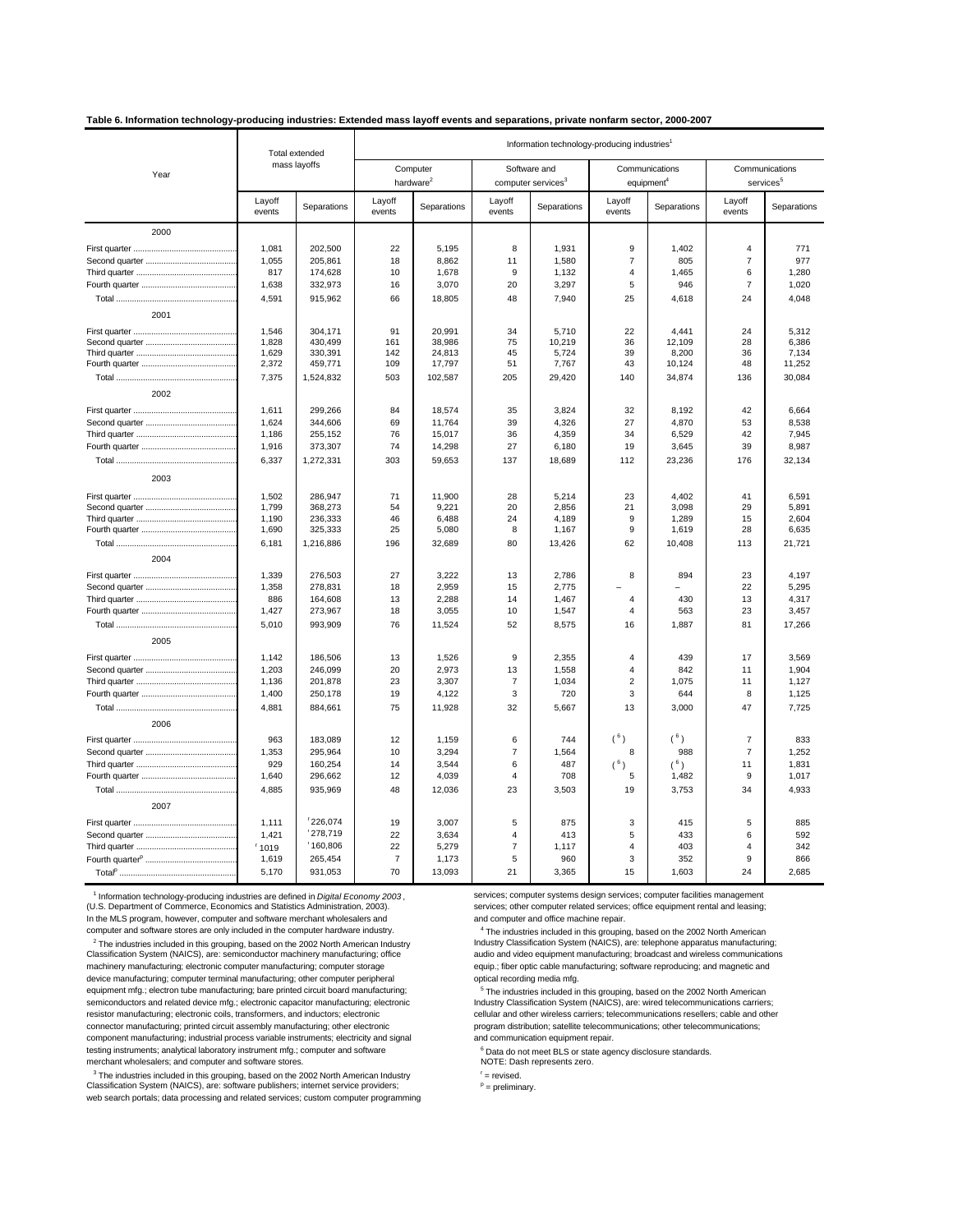**Table 6. Information technology-producing industries: Extended mass layoff events and separations, private nonfarm sector, 2000-2007**

| Year | Total extended mass layoffs | | Information technology-producing industries[1] | | | | | | | |
|---|---|---|---|---|---|---|---|---|---|---|
| | | | Computer hardware[2] | | Software and computer services[3] | | Communications equipment[4] | | Communications services[5] | |
| | Layoff events | Separations | Layoff events | Separations | Layoff events | Separations | Layoff events | Separations | Layoff events | Separations |
| **2000** | | | | | | | | | | |
| First quarter | 1,081 | 202,500 | 22 | 5,195 | 8 | 1,931 | 9 | 1,402 | 4 | 771 |
| Second quarter | 1,055 | 205,861 | 18 | 8,862 | 11 | 1,580 | 7 | 805 | 7 | 977 |
| Third quarter | 817 | 174,628 | 10 | 1,678 | 9 | 1,132 | 4 | 1,465 | 6 | 1,280 |
| Fourth quarter | 1,638 | 332,973 | 16 | 3,070 | 20 | 3,297 | 5 | 946 | 7 | 1,020 |
| Total | 4,591 | 915,962 | 66 | 18,805 | 48 | 7,940 | 25 | 4,618 | 24 | 4,048 |
| **2001** | | | | | | | | | | |
| First quarter | 1,546 | 304,171 | 91 | 20,991 | 34 | 5,710 | 22 | 4,441 | 24 | 5,312 |
| Second quarter | 1,828 | 430,499 | 161 | 38,986 | 75 | 10,219 | 36 | 12,109 | 28 | 6,386 |
| Third quarter | 1,629 | 330,391 | 142 | 24,813 | 45 | 5,724 | 39 | 8,200 | 36 | 7,134 |
| Fourth quarter | 2,372 | 459,771 | 109 | 17,797 | 51 | 7,767 | 43 | 10,124 | 48 | 11,252 |
| Total | 7,375 | 1,524,832 | 503 | 102,587 | 205 | 29,420 | 140 | 34,874 | 136 | 30,084 |
| **2002** | | | | | | | | | | |
| First quarter | 1,611 | 299,266 | 84 | 18,574 | 35 | 3,824 | 32 | 8,192 | 42 | 6,664 |
| Second quarter | 1,624 | 344,606 | 69 | 11,764 | 39 | 4,326 | 27 | 4,870 | 53 | 8,538 |
| Third quarter | 1,186 | 255,152 | 76 | 15,017 | 36 | 4,359 | 34 | 6,529 | 42 | 7,945 |
| Fourth quarter | 1,916 | 373,307 | 74 | 14,298 | 27 | 6,180 | 19 | 3,645 | 39 | 8,987 |
| Total | 6,337 | 1,272,331 | 303 | 59,653 | 137 | 18,689 | 112 | 23,236 | 176 | 32,134 |
| **2003** | | | | | | | | | | |
| First quarter | 1,502 | 286,947 | 71 | 11,900 | 28 | 5,214 | 23 | 4,402 | 41 | 6,591 |
| Second quarter | 1,799 | 368,273 | 54 | 9,221 | 20 | 2,856 | 21 | 3,098 | 29 | 5,891 |
| Third quarter | 1,190 | 236,333 | 46 | 6,488 | 24 | 4,189 | 9 | 1,289 | 15 | 2,604 |
| Fourth quarter | 1,690 | 325,333 | 25 | 5,080 | 8 | 1,167 | 9 | 1,619 | 28 | 6,635 |
| Total | 6,181 | 1,216,886 | 196 | 32,689 | 80 | 13,426 | 62 | 10,408 | 113 | 21,721 |
| **2004** | | | | | | | | | | |
| First quarter | 1,339 | 276,503 | 27 | 3,222 | 13 | 2,786 | 8 | 894 | 23 | 4,197 |
| Second quarter | 1,358 | 278,831 | 18 | 2,959 | 15 | 2,775 | – | – | 22 | 5,295 |
| Third quarter | 886 | 164,608 | 13 | 2,288 | 14 | 1,467 | 4 | 430 | 13 | 4,317 |
| Fourth quarter | 1,427 | 273,967 | 18 | 3,055 | 10 | 1,547 | 4 | 563 | 23 | 3,457 |
| Total | 5,010 | 993,909 | 76 | 11,524 | 52 | 8,575 | 16 | 1,887 | 81 | 17,266 |
| **2005** | | | | | | | | | | |
| First quarter | 1,142 | 186,506 | 13 | 1,526 | 9 | 2,355 | 4 | 439 | 17 | 3,569 |
| Second quarter | 1,203 | 246,099 | 20 | 2,973 | 13 | 1,558 | 4 | 842 | 11 | 1,904 |
| Third quarter | 1,136 | 201,878 | 23 | 3,307 | 7 | 1,034 | 2 | 1,075 | 11 | 1,127 |
| Fourth quarter | 1,400 | 250,178 | 19 | 4,122 | 3 | 720 | 3 | 644 | 8 | 1,125 |
| Total | 4,881 | 884,661 | 75 | 11,928 | 32 | 5,667 | 13 | 3,000 | 47 | 7,725 |
| **2006** | | | | | | | | | | |
| First quarter | 963 | 183,089 | 12 | 1,159 | 6 | 744 | (6) | (6) | 7 | 833 |
| Second quarter | 1,353 | 295,964 | 10 | 3,294 | 7 | 1,564 | 8 | 988 | 7 | 1,252 |
| Third quarter | 929 | 160,254 | 14 | 3,544 | 6 | 487 | (6) | (6) | 11 | 1,831 |
| Fourth quarter | 1,640 | 296,662 | 12 | 4,039 | 4 | 708 | 5 | 1,482 | 9 | 1,017 |
| Total | 4,885 | 935,969 | 48 | 12,036 | 23 | 3,503 | 19 | 3,753 | 34 | 4,933 |
| **2007** | | | | | | | | | | |
| First quarter | 1,111 | r 226,074 | 19 | 3,007 | 5 | 875 | 3 | 415 | 5 | 885 |
| Second quarter | 1,421 | r 278,719 | 22 | 3,634 | 4 | 413 | 5 | 433 | 6 | 592 |
| Third quarter | r 1019 | r 160,806 | 22 | 5,279 | 7 | 1,117 | 4 | 403 | 4 | 342 |
| Fourth quarter[p] | 1,619 | 265,454 | 7 | 1,173 | 5 | 960 | 3 | 352 | 9 | 866 |
| Total[p] | 5,170 | 931,053 | 70 | 13,093 | 21 | 3,365 | 15 | 1,603 | 24 | 2,685 |

[1] Information technology-producing industries are defined in *Digital Economy 2003*, (U.S. Department of Commerce, Economics and Statistics Administration, 2003). In the MLS program, however, computer and software merchant wholesalers and computer and software stores are only included in the computer hardware industry.

[2] The industries included in this grouping, based on the 2002 North American Industry Classification System (NAICS), are: semiconductor machinery manufacturing; office machinery manufacturing; electronic computer manufacturing; computer storage device manufacturing; computer terminal manufacturing; other computer peripheral equipment mfg.; electron tube manufacturing; bare printed circuit board manufacturing; semiconductors and related device mfg.; electronic capacitor manufacturing; electronic resistor manufacturing; electronic coils, transformers, and inductors; electronic connector manufacturing; printed circuit assembly manufacturing; other electronic component manufacturing; industrial process variable instruments; electricity and signal testing instruments; analytical laboratory instrument mfg.; computer and software merchant wholesalers; and computer and software stores.

[3] The industries included in this grouping, based on the 2002 North American Industry Classification System (NAICS), are: software publishers; internet service providers; web search portals; data processing and related services; custom computer programming services; computer systems design services; computer facilities management services; other computer related services; office equipment rental and leasing; and computer and office machine repair.

[4] The industries included in this grouping, based on the 2002 North American Industry Classification System (NAICS), are: telephone apparatus manufacturing; audio and video equipment manufacturing; broadcast and wireless communications equip.; fiber optic cable manufacturing; software reproducing; and magnetic and optical recording media mfg.

[5] The industries included in this grouping, based on the 2002 North American Industry Classification System (NAICS), are: wired telecommunications carriers; cellular and other wireless carriers; telecommunications resellers; cable and other program distribution; satellite telecommunications; other telecommunications; and communication equipment repair.

[6] Data do not meet BLS or state agency disclosure standards.
NOTE: Dash represents zero.

r = revised.
p = preliminary.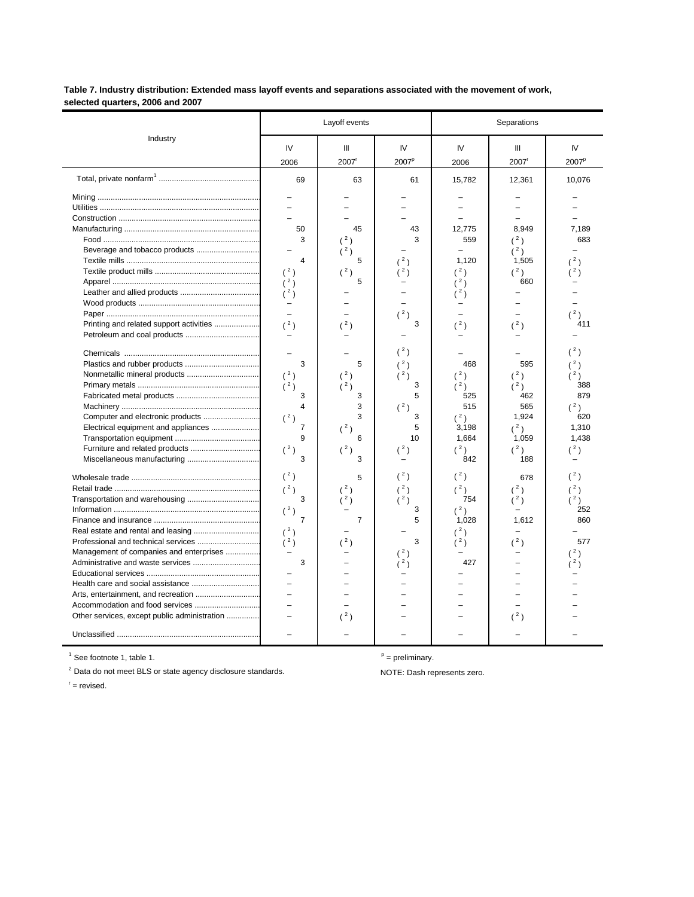**Table 7. Industry distribution: Extended mass layoff events and separations associated with the movement of work, selected quarters, 2006 and 2007**

| Industry | Layoff events | | | Separations | | |
|---|---|---|---|---|---|---|
| | IV 2006 | III 2007[r] | IV 2007[p] | IV 2006 | III 2007[r] | IV 2007[p] |
| Total, private nonfarm[1] | 69 | 63 | 61 | 15,782 | 12,361 | 10,076 |
| Mining | – | – | – | – | – | – |
| Utilities | – | – | – | – | – | – |
| Construction | – | – | – | – | – | – |
| Manufacturing | 50 | 45 | 43 | 12,775 | 8,949 | 7,189 |
| Food | 3 | ( 2 ) | 3 | 559 | ( 2 ) | 683 |
| Beverage and tobacco products | – | ( 2 ) | – | – | ( 2 ) | – |
| Textile mills | 4 | 5 | ( 2 ) | 1,120 | 1,505 | ( 2 ) |
| Textile product mills | ( 2 ) | ( 2 ) | ( 2 ) | ( 2 ) | ( 2 ) | ( 2 ) |
| Apparel | ( 2 ) | 5 | – | ( 2 ) | 660 | – |
| Leather and allied products | ( 2 ) | – | – | ( 2 ) | – | – |
| Wood products | – | – | – | – | – | – |
| Paper | – | – | ( 2 ) | – | – | ( 2 ) |
| Printing and related support activities | ( 2 ) | ( 2 ) | 3 | ( 2 ) | ( 2 ) | 411 |
| Petroleum and coal products | – | – | – | – | – | – |
| Chemicals | – | – | ( 2 ) | – | – | ( 2 ) |
| Plastics and rubber products | 3 | 5 | ( 2 ) | 468 | 595 | ( 2 ) |
| Nonmetallic mineral products | ( 2 ) | ( 2 ) | ( 2 ) | ( 2 ) | ( 2 ) | ( 2 ) |
| Primary metals | ( 2 ) | ( 2 ) | 3 | ( 2 ) | ( 2 ) | 388 |
| Fabricated metal products | 3 | 3 | 5 | 525 | 462 | 879 |
| Machinery | 4 | 3 | ( 2 ) | 515 | 565 | ( 2 ) |
| Computer and electronic products | ( 2 ) | 3 | 3 | ( 2 ) | 1,924 | 620 |
| Electrical equipment and appliances | 7 | ( 2 ) | 5 | 3,198 | ( 2 ) | 1,310 |
| Transportation equipment | 9 | 6 | 10 | 1,664 | 1,059 | 1,438 |
| Furniture and related products | ( 2 ) | ( 2 ) | ( 2 ) | ( 2 ) | ( 2 ) | ( 2 ) |
| Miscellaneous manufacturing | 3 | 3 | – | 842 | 188 | – |
| Wholesale trade | ( 2 ) | 5 | ( 2 ) | ( 2 ) | 678 | ( 2 ) |
| Retail trade | ( 2 ) | ( 2 ) | ( 2 ) | ( 2 ) | ( 2 ) | ( 2 ) |
| Transportation and warehousing | 3 | ( 2 ) | ( 2 ) | 754 | ( 2 ) | ( 2 ) |
| Information | ( 2 ) | – | 3 | ( 2 ) | – | 252 |
| Finance and insurance | 7 | 7 | 5 | 1,028 | 1,612 | 860 |
| Real estate and rental and leasing | ( 2 ) | – | – | ( 2 ) | – | – |
| Professional and technical services | ( 2 ) | ( 2 ) | 3 | ( 2 ) | ( 2 ) | 577 |
| Management of companies and enterprises | – | – | ( 2 ) | – | – | ( 2 ) |
| Administrative and waste services | 3 | – | ( 2 ) | 427 | – | ( 2 ) |
| Educational services | – | – | – | – | – | – |
| Health care and social assistance | – | – | – | – | – | – |
| Arts, entertainment, and recreation | – | – | – | – | – | – |
| Accommodation and food services | – | – | – | – | – | – |
| Other services, except public administration | – | ( 2 ) | – | – | ( 2 ) | – |
| Unclassified | – | – | – | – | – | – |

[1] See footnote 1, table 1.

[2] Data do not meet BLS or state agency disclosure standards.

[r] = revised.

[p] = preliminary.

NOTE: Dash represents zero.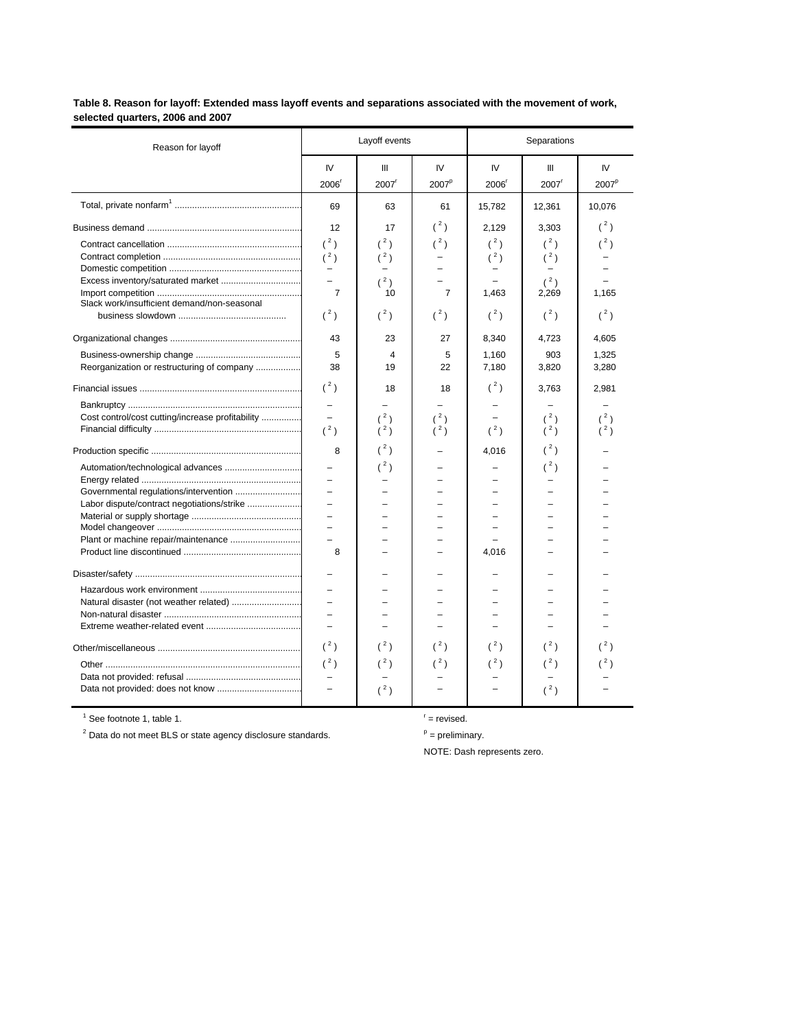**Table 8. Reason for layoff: Extended mass layoff events and separations associated with the movement of work, selected quarters, 2006 and 2007**

| Reason for layoff | Layoff events | | | Separations | | |
|---|---|---|---|---|---|---|
| | IV 2006r | III 2007r | IV 2007p | IV 2006r | III 2007r | IV 2007p |
| Total, private nonfarm[1] | 69 | 63 | 61 | 15,782 | 12,361 | 10,076 |
| Business demand | 12 | 17 | ( 2 ) | 2,129 | 3,303 | ( 2 ) |
| Contract cancellation | ( 2 ) | ( 2 ) | ( 2 ) | ( 2 ) | ( 2 ) | ( 2 ) |
| Contract completion | ( 2 ) | ( 2 ) | – | ( 2 ) | ( 2 ) | – |
| Domestic competition | – | – | – | – | – | – |
| Excess inventory/saturated market | – | ( 2 ) | – | – | ( 2 ) | – |
| Import competition | 7 | 10 | 7 | 1,463 | 2,269 | 1,165 |
| Slack work/insufficient demand/non-seasonal business slowdown | ( 2 ) | ( 2 ) | ( 2 ) | ( 2 ) | ( 2 ) | ( 2 ) |
| Organizational changes | 43 | 23 | 27 | 8,340 | 4,723 | 4,605 |
| Business-ownership change | 5 | 4 | 5 | 1,160 | 903 | 1,325 |
| Reorganization or restructuring of company | 38 | 19 | 22 | 7,180 | 3,820 | 3,280 |
| Financial issues | ( 2 ) | 18 | 18 | ( 2 ) | 3,763 | 2,981 |
| Bankruptcy | – | – | – | – | – | – |
| Cost control/cost cutting/increase profitability | – | ( 2 ) | ( 2 ) | – | ( 2 ) | ( 2 ) |
| Financial difficulty | ( 2 ) | ( 2 ) | ( 2 ) | ( 2 ) | ( 2 ) | ( 2 ) |
| Production specific | 8 | ( 2 ) | – | 4,016 | ( 2 ) | – |
| Automation/technological advances | – | ( 2 ) | – | – | ( 2 ) | – |
| Energy related | – | – | – | – | – | – |
| Governmental regulations/intervention | – | – | – | – | – | – |
| Labor dispute/contract negotiations/strike | – | – | – | – | – | – |
| Material or supply shortage | – | – | – | – | – | – |
| Model changeover | – | – | – | – | – | – |
| Plant or machine repair/maintenance | – | – | – | – | – | – |
| Product line discontinued | 8 | – | – | 4,016 | – | – |
| Disaster/safety | – | – | – | – | – | – |
| Hazardous work environment | – | – | – | – | – | – |
| Natural disaster (not weather related) | – | – | – | – | – | – |
| Non-natural disaster | – | – | – | – | – | – |
| Extreme weather-related event | – | – | – | – | – | – |
| Other/miscellaneous | ( 2 ) | ( 2 ) | ( 2 ) | ( 2 ) | ( 2 ) | ( 2 ) |
| Other | ( 2 ) | ( 2 ) | ( 2 ) | ( 2 ) | ( 2 ) | ( 2 ) |
| Data not provided: refusal | – | – | – | – | – | – |
| Data not provided: does not know | – | ( 2 ) | – | – | ( 2 ) | – |

[1] See footnote 1, table 1.

[2] Data do not meet BLS or state agency disclosure standards.

r = revised.

p = preliminary.

NOTE: Dash represents zero.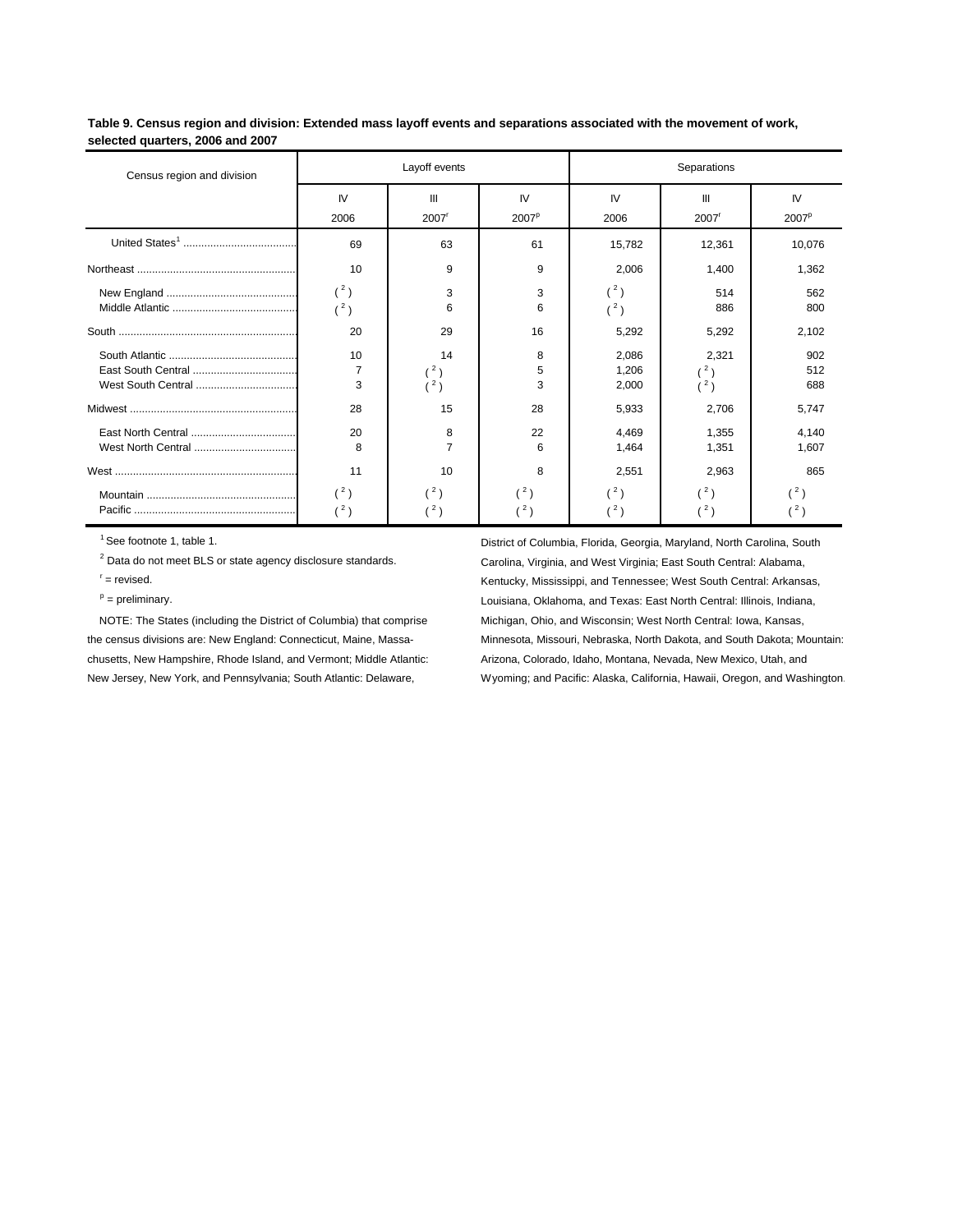**Table 9. Census region and division: Extended mass layoff events and separations associated with the movement of work, selected quarters, 2006 and 2007**

| Census region and division | Layoff events | | | Separations | | |
|---|---|---|---|---|---|---|
| | IV 2006 | III 2007[r] | IV 2007[p] | IV 2006 | III 2007[r] | IV 2007[p] |
| United States[1] | 69 | 63 | 61 | 15,782 | 12,361 | 10,076 |
| Northeast | 10 | 9 | 9 | 2,006 | 1,400 | 1,362 |
| New England | ( [2] ) | 3 | 3 | ( [2] ) | 514 | 562 |
| Middle Atlantic | ( [2] ) | 6 | 6 | ( [2] ) | 886 | 800 |
| South | 20 | 29 | 16 | 5,292 | 5,292 | 2,102 |
| South Atlantic | 10 | 14 | 8 | 2,086 | 2,321 | 902 |
| East South Central | 7 | ( [2] ) | 5 | 1,206 | ( [2] ) | 512 |
| West South Central | 3 | ( [2] ) | 3 | 2,000 | ( [2] ) | 688 |
| Midwest | 28 | 15 | 28 | 5,933 | 2,706 | 5,747 |
| East North Central | 20 | 8 | 22 | 4,469 | 1,355 | 4,140 |
| West North Central | 8 | 7 | 6 | 1,464 | 1,351 | 1,607 |
| West | 11 | 10 | 8 | 2,551 | 2,963 | 865 |
| Mountain | ( [2] ) | ( [2] ) | ( [2] ) | ( [2] ) | ( [2] ) | ( [2] ) |
| Pacific | ( [2] ) | ( [2] ) | ( [2] ) | ( [2] ) | ( [2] ) | ( [2] ) |

[1] See footnote 1, table 1.

[2] Data do not meet BLS or state agency disclosure standards.

[r] = revised.

[p] = preliminary.

NOTE: The States (including the District of Columbia) that comprise the census divisions are: New England: Connecticut, Maine, Massachusetts, New Hampshire, Rhode Island, and Vermont; Middle Atlantic: New Jersey, New York, and Pennsylvania; South Atlantic: Delaware, District of Columbia, Florida, Georgia, Maryland, North Carolina, South Carolina, Virginia, and West Virginia; East South Central: Alabama, Kentucky, Mississippi, and Tennessee; West South Central: Arkansas, Louisiana, Oklahoma, and Texas: East North Central: Illinois, Indiana, Michigan, Ohio, and Wisconsin; West North Central: Iowa, Kansas, Minnesota, Missouri, Nebraska, North Dakota, and South Dakota; Mountain: Arizona, Colorado, Idaho, Montana, Nevada, New Mexico, Utah, and Wyoming; and Pacific: Alaska, California, Hawaii, Oregon, and Washington.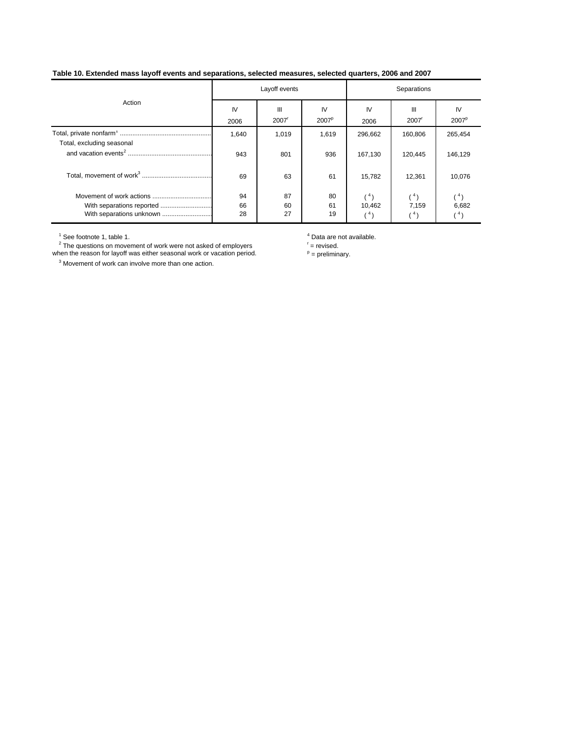**Table 10. Extended mass layoff events and separations, selected measures, selected quarters, 2006 and 2007**

| Action | Layoff events | | | Separations | | |
|---|---|---|---|---|---|---|
| | IV 2006 | III 2007[r] | IV 2007[p] | IV 2006 | III 2007[r] | IV 2007[p] |
| Total, private nonfarm[1] | 1,640 | 1,019 | 1,619 | 296,662 | 160,806 | 265,454 |
| Total, excluding seasonal and vacation events[2] | 943 | 801 | 936 | 167,130 | 120,445 | 146,129 |
| Total, movement of work[3] | 69 | 63 | 61 | 15,782 | 12,361 | 10,076 |
| Movement of work actions | 94 | 87 | 80 | ([4]) | ([4]) | ([4]) |
| With separations reported | 66 | 60 | 61 | 10,462 | 7,159 | 6,682 |
| With separations unknown | 28 | 27 | 19 | ([4]) | ([4]) | ([4]) |

[1] See footnote 1, table 1.

[2] The questions on movement of work were not asked of employers when the reason for layoff was either seasonal work or vacation period.

[3] Movement of work can involve more than one action.

[4] Data are not available.

r = revised.

p = preliminary.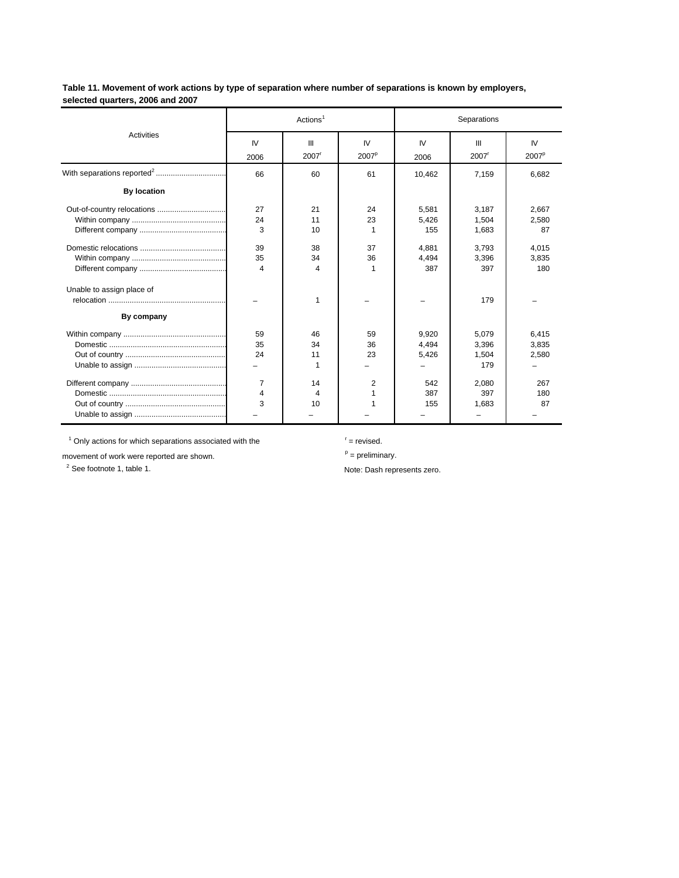**Table 11. Movement of work actions by type of separation where number of separations is known by employers, selected quarters, 2006 and 2007**

| Activities | Actions[1] | | | Separations | | |
|---|---|---|---|---|---|---|
| | IV 2006 | III 2007[r] | IV 2007[p] | IV 2006 | III 2007[r] | IV 2007[p] |
| With separations reported[2] | 66 | 60 | 61 | 10,462 | 7,159 | 6,682 |
| **By location** | | | | | | |
| Out-of-country relocations | 27 | 21 | 24 | 5,581 | 3,187 | 2,667 |
| Within company | 24 | 11 | 23 | 5,426 | 1,504 | 2,580 |
| Different company | 3 | 10 | 1 | 155 | 1,683 | 87 |
| Domestic relocations | 39 | 38 | 37 | 4,881 | 3,793 | 4,015 |
| Within company | 35 | 34 | 36 | 4,494 | 3,396 | 3,835 |
| Different company | 4 | 4 | 1 | 387 | 397 | 180 |
| Unable to assign place of relocation | – | 1 | – | – | 179 | – |
| **By company** | | | | | | |
| Within company | 59 | 46 | 59 | 9,920 | 5,079 | 6,415 |
| Domestic | 35 | 34 | 36 | 4,494 | 3,396 | 3,835 |
| Out of country | 24 | 11 | 23 | 5,426 | 1,504 | 2,580 |
| Unable to assign | – | 1 | – | – | 179 | – |
| Different company | 7 | 14 | 2 | 542 | 2,080 | 267 |
| Domestic | 4 | 4 | 1 | 387 | 397 | 180 |
| Out of country | 3 | 10 | 1 | 155 | 1,683 | 87 |
| Unable to assign | – | – | – | – | – | – |

[1] Only actions for which separations associated with the movement of work were reported are shown.

[2] See footnote 1, table 1.

[r] = revised.

[p] = preliminary.

Note: Dash represents zero.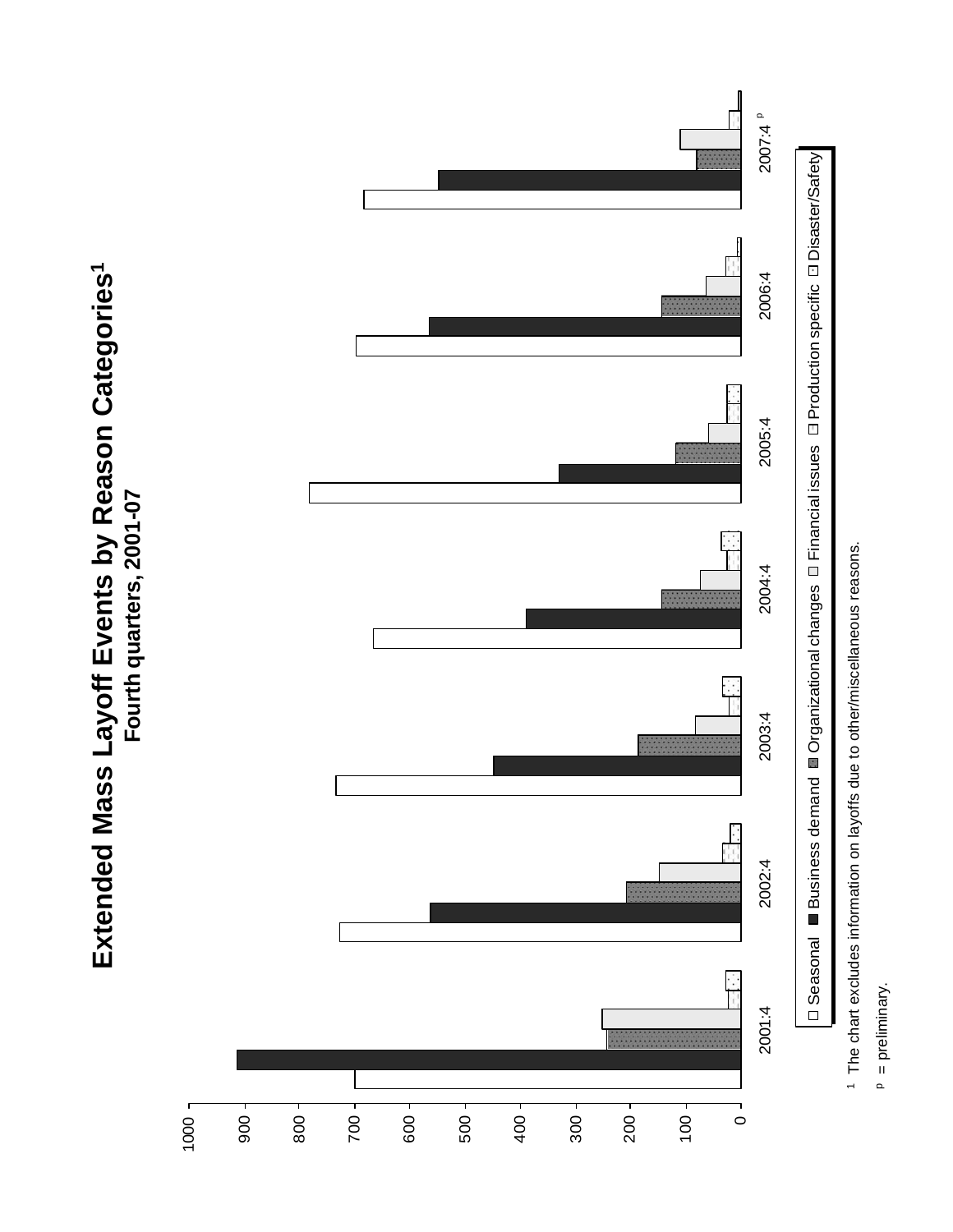# Extended Mass Layoff Events by Reason Categories[1]

**Fourth quarters, 2001-07**

1000
900
800
700
600
500
400
300
200
100
0

2001:4
2002:4
2003:4
2004:4
2005:4
2006:4
2007:4 p

Seasonal
Business demand
Organizational changes
Financial issues
Production specific
Disaster/Safety

[1] The chart excludes information on layoffs due to other/miscellaneous reasons.

p = preliminary.